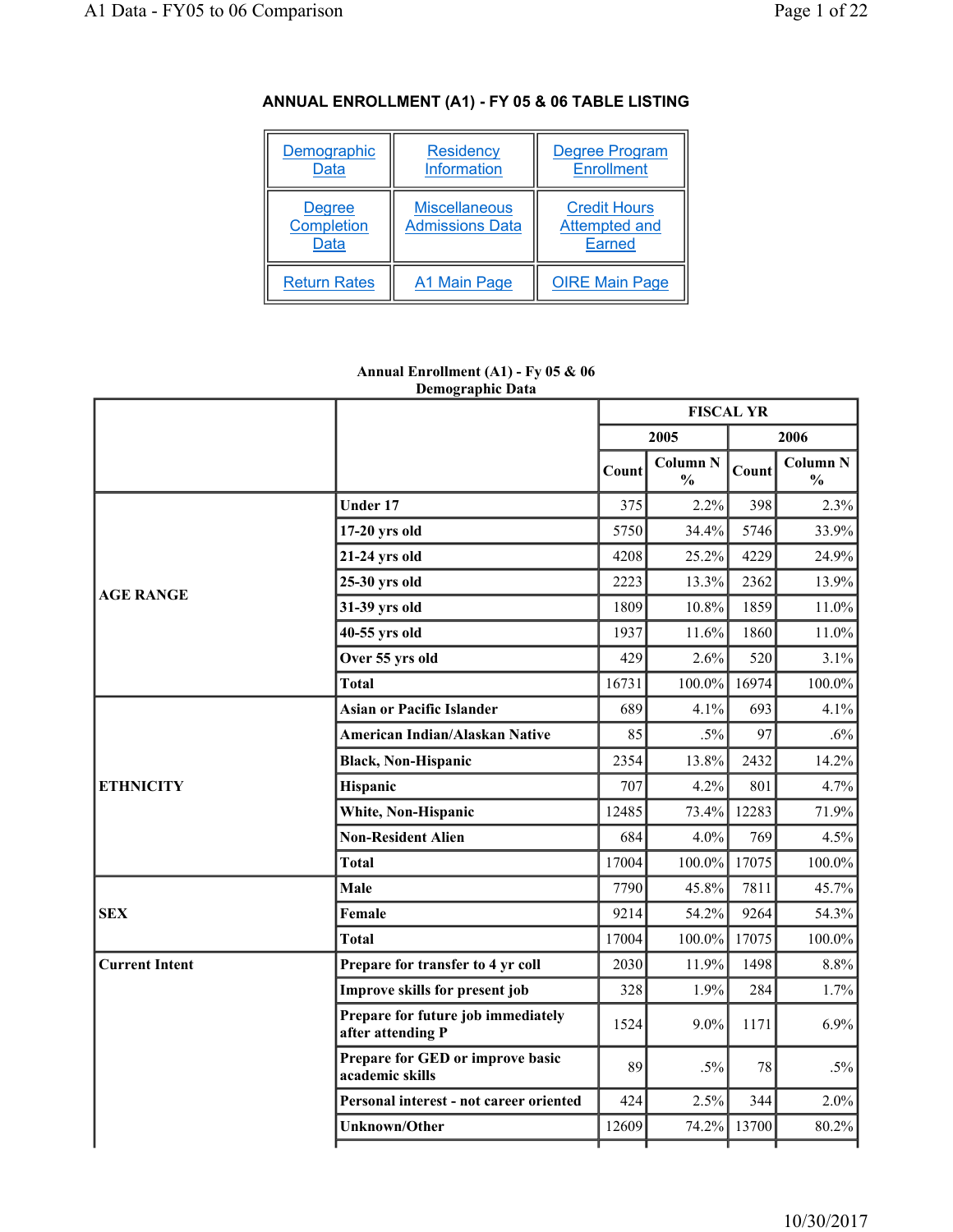## ANNUAL ENROLLMENT (A1) - FY 05 & 06 TABLE LISTING

| Demographic Data | Residency Information | Degree Program Enrollment |
|---|---|---|
| Degree Completion Data | Miscellaneous Admissions Data | Credit Hours Attempted and Earned |
| Return Rates | A1 Main Page | OIRE Main Page |

**Annual Enrollment (A1) - Fy 05 & 06**
**Demographic Data**

| | | FISCAL YR | | | |
|---|---|---|---|---|---|
| | | 2005 | | 2006 | |
| | | Count | Column N % | Count | Column N % |
| AGE RANGE | Under 17 | 375 | 2.2% | 398 | 2.3% |
| | 17-20 yrs old | 5750 | 34.4% | 5746 | 33.9% |
| | 21-24 yrs old | 4208 | 25.2% | 4229 | 24.9% |
| | 25-30 yrs old | 2223 | 13.3% | 2362 | 13.9% |
| | 31-39 yrs old | 1809 | 10.8% | 1859 | 11.0% |
| | 40-55 yrs old | 1937 | 11.6% | 1860 | 11.0% |
| | Over 55 yrs old | 429 | 2.6% | 520 | 3.1% |
| | Total | 16731 | 100.0% | 16974 | 100.0% |
| ETHNICITY | Asian or Pacific Islander | 689 | 4.1% | 693 | 4.1% |
| | American Indian/Alaskan Native | 85 | .5% | 97 | .6% |
| | Black, Non-Hispanic | 2354 | 13.8% | 2432 | 14.2% |
| | Hispanic | 707 | 4.2% | 801 | 4.7% |
| | White, Non-Hispanic | 12485 | 73.4% | 12283 | 71.9% |
| | Non-Resident Alien | 684 | 4.0% | 769 | 4.5% |
| | Total | 17004 | 100.0% | 17075 | 100.0% |
| SEX | Male | 7790 | 45.8% | 7811 | 45.7% |
| | Female | 9214 | 54.2% | 9264 | 54.3% |
| | Total | 17004 | 100.0% | 17075 | 100.0% |
| Current Intent | Prepare for transfer to 4 yr coll | 2030 | 11.9% | 1498 | 8.8% |
| | Improve skills for present job | 328 | 1.9% | 284 | 1.7% |
| | Prepare for future job immediately after attending P | 1524 | 9.0% | 1171 | 6.9% |
| | Prepare for GED or improve basic academic skills | 89 | .5% | 78 | .5% |
| | Personal interest - not career oriented | 424 | 2.5% | 344 | 2.0% |
| | Unknown/Other | 12609 | 74.2% | 13700 | 80.2% |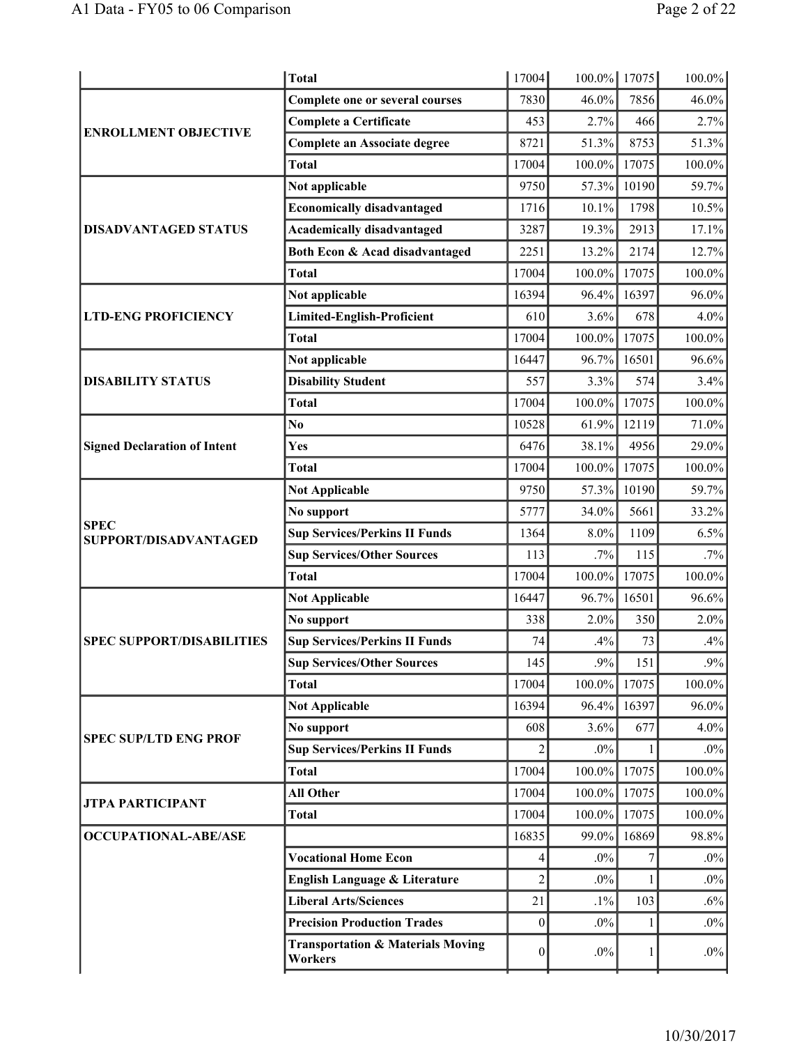| | | | | | |
|---|---|---|---|---|---|
| | **Total** | 17004 | 100.0% | 17075 | 100.0% |
| **ENROLLMENT OBJECTIVE** | **Complete one or several courses** | 7830 | 46.0% | 7856 | 46.0% |
| | **Complete a Certificate** | 453 | 2.7% | 466 | 2.7% |
| | **Complete an Associate degree** | 8721 | 51.3% | 8753 | 51.3% |
| | **Total** | 17004 | 100.0% | 17075 | 100.0% |
| **DISADVANTAGED STATUS** | **Not applicable** | 9750 | 57.3% | 10190 | 59.7% |
| | **Economically disadvantaged** | 1716 | 10.1% | 1798 | 10.5% |
| | **Academically disadvantaged** | 3287 | 19.3% | 2913 | 17.1% |
| | **Both Econ & Acad disadvantaged** | 2251 | 13.2% | 2174 | 12.7% |
| | **Total** | 17004 | 100.0% | 17075 | 100.0% |
| **LTD-ENG PROFICIENCY** | **Not applicable** | 16394 | 96.4% | 16397 | 96.0% |
| | **Limited-English-Proficient** | 610 | 3.6% | 678 | 4.0% |
| | **Total** | 17004 | 100.0% | 17075 | 100.0% |
| **DISABILITY STATUS** | **Not applicable** | 16447 | 96.7% | 16501 | 96.6% |
| | **Disability Student** | 557 | 3.3% | 574 | 3.4% |
| | **Total** | 17004 | 100.0% | 17075 | 100.0% |
| **Signed Declaration of Intent** | **No** | 10528 | 61.9% | 12119 | 71.0% |
| | **Yes** | 6476 | 38.1% | 4956 | 29.0% |
| | **Total** | 17004 | 100.0% | 17075 | 100.0% |
| **SPEC SUPPORT/DISADVANTAGED** | **Not Applicable** | 9750 | 57.3% | 10190 | 59.7% |
| | **No support** | 5777 | 34.0% | 5661 | 33.2% |
| | **Sup Services/Perkins II Funds** | 1364 | 8.0% | 1109 | 6.5% |
| | **Sup Services/Other Sources** | 113 | .7% | 115 | .7% |
| | **Total** | 17004 | 100.0% | 17075 | 100.0% |
| **SPEC SUPPORT/DISABILITIES** | **Not Applicable** | 16447 | 96.7% | 16501 | 96.6% |
| | **No support** | 338 | 2.0% | 350 | 2.0% |
| | **Sup Services/Perkins II Funds** | 74 | .4% | 73 | .4% |
| | **Sup Services/Other Sources** | 145 | .9% | 151 | .9% |
| | **Total** | 17004 | 100.0% | 17075 | 100.0% |
| **SPEC SUP/LTD ENG PROF** | **Not Applicable** | 16394 | 96.4% | 16397 | 96.0% |
| | **No support** | 608 | 3.6% | 677 | 4.0% |
| | **Sup Services/Perkins II Funds** | 2 | .0% | 1 | .0% |
| | **Total** | 17004 | 100.0% | 17075 | 100.0% |
| **JTPA PARTICIPANT** | **All Other** | 17004 | 100.0% | 17075 | 100.0% |
| | **Total** | 17004 | 100.0% | 17075 | 100.0% |
| **OCCUPATIONAL-ABE/ASE** | | 16835 | 99.0% | 16869 | 98.8% |
| | **Vocational Home Econ** | 4 | .0% | 7 | .0% |
| | **English Language & Literature** | 2 | .0% | 1 | .0% |
| | **Liberal Arts/Sciences** | 21 | .1% | 103 | .6% |
| | **Precision Production Trades** | 0 | .0% | 1 | .0% |
| | **Transportation & Materials Moving Workers** | 0 | .0% | 1 | .0% |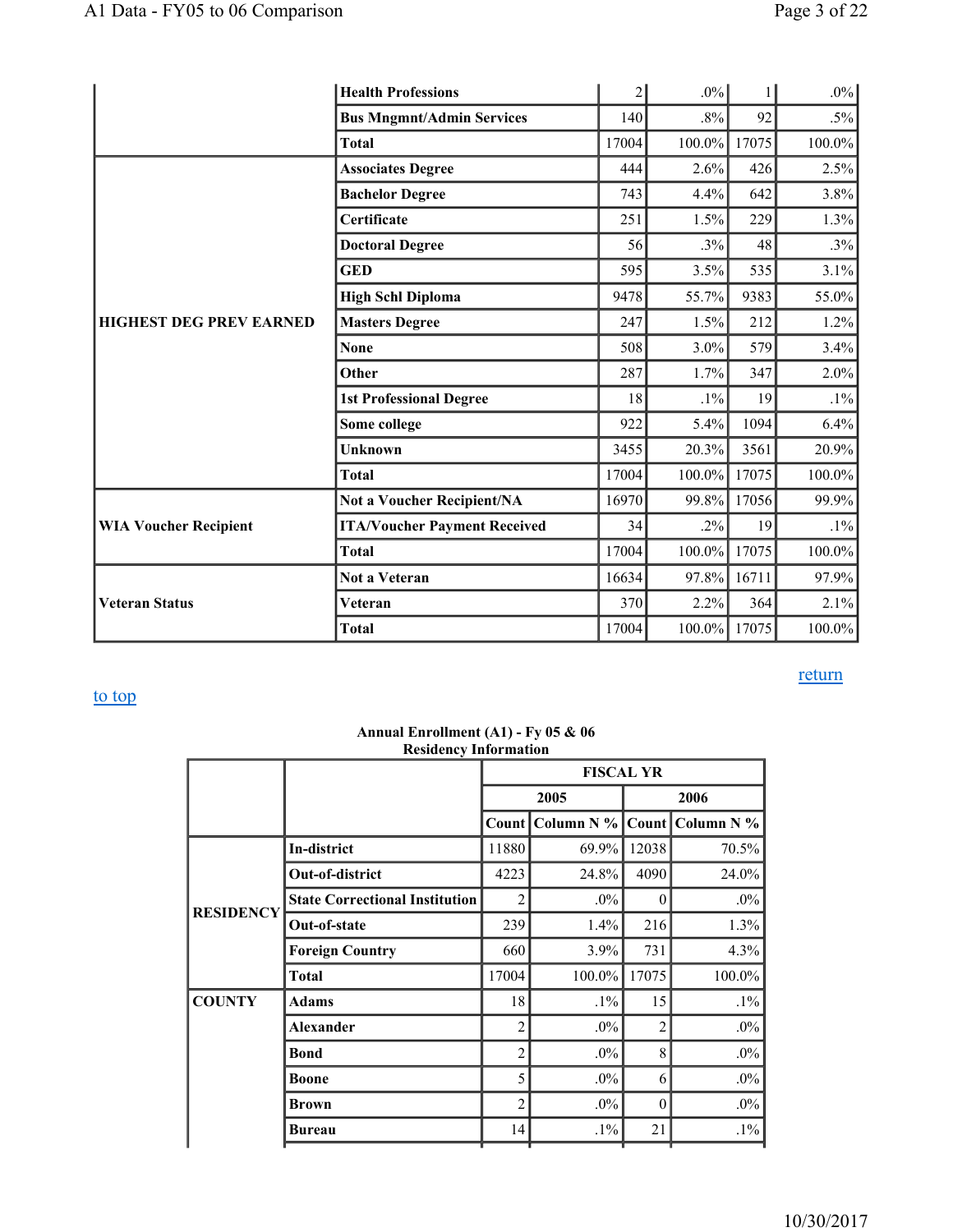| | | | | | |
|---|---|---|---|---|---|
| | Health Professions | 2 | .0% | 1 | .0% |
| | Bus Mngmnt/Admin Services | 140 | .8% | 92 | .5% |
| | Total | 17004 | 100.0% | 17075 | 100.0% |
| HIGHEST DEG PREV EARNED | Associates Degree | 444 | 2.6% | 426 | 2.5% |
| | Bachelor Degree | 743 | 4.4% | 642 | 3.8% |
| | Certificate | 251 | 1.5% | 229 | 1.3% |
| | Doctoral Degree | 56 | .3% | 48 | .3% |
| | GED | 595 | 3.5% | 535 | 3.1% |
| | High Schl Diploma | 9478 | 55.7% | 9383 | 55.0% |
| | Masters Degree | 247 | 1.5% | 212 | 1.2% |
| | None | 508 | 3.0% | 579 | 3.4% |
| | Other | 287 | 1.7% | 347 | 2.0% |
| | 1st Professional Degree | 18 | .1% | 19 | .1% |
| | Some college | 922 | 5.4% | 1094 | 6.4% |
| | Unknown | 3455 | 20.3% | 3561 | 20.9% |
| | Total | 17004 | 100.0% | 17075 | 100.0% |
| WIA Voucher Recipient | Not a Voucher Recipient/NA | 16970 | 99.8% | 17056 | 99.9% |
| | ITA/Voucher Payment Received | 34 | .2% | 19 | .1% |
| | Total | 17004 | 100.0% | 17075 | 100.0% |
| Veteran Status | Not a Veteran | 16634 | 97.8% | 16711 | 97.9% |
| | Veteran | 370 | 2.2% | 364 | 2.1% |
| | Total | 17004 | 100.0% | 17075 | 100.0% |

return

to top

**Annual Enrollment (A1) - Fy 05 & 06**
**Residency Information**

| | | FISCAL YR | | | |
|---|---|---|---|---|---|
| | | 2005 | | 2006 | |
| | | Count | Column N % | Count | Column N % |
| RESIDENCY | In-district | 11880 | 69.9% | 12038 | 70.5% |
| | Out-of-district | 4223 | 24.8% | 4090 | 24.0% |
| | State Correctional Institution | 2 | .0% | 0 | .0% |
| | Out-of-state | 239 | 1.4% | 216 | 1.3% |
| | Foreign Country | 660 | 3.9% | 731 | 4.3% |
| | Total | 17004 | 100.0% | 17075 | 100.0% |
| COUNTY | Adams | 18 | .1% | 15 | .1% |
| | Alexander | 2 | .0% | 2 | .0% |
| | Bond | 2 | .0% | 8 | .0% |
| | Boone | 5 | .0% | 6 | .0% |
| | Brown | 2 | .0% | 0 | .0% |
| | Bureau | 14 | .1% | 21 | .1% |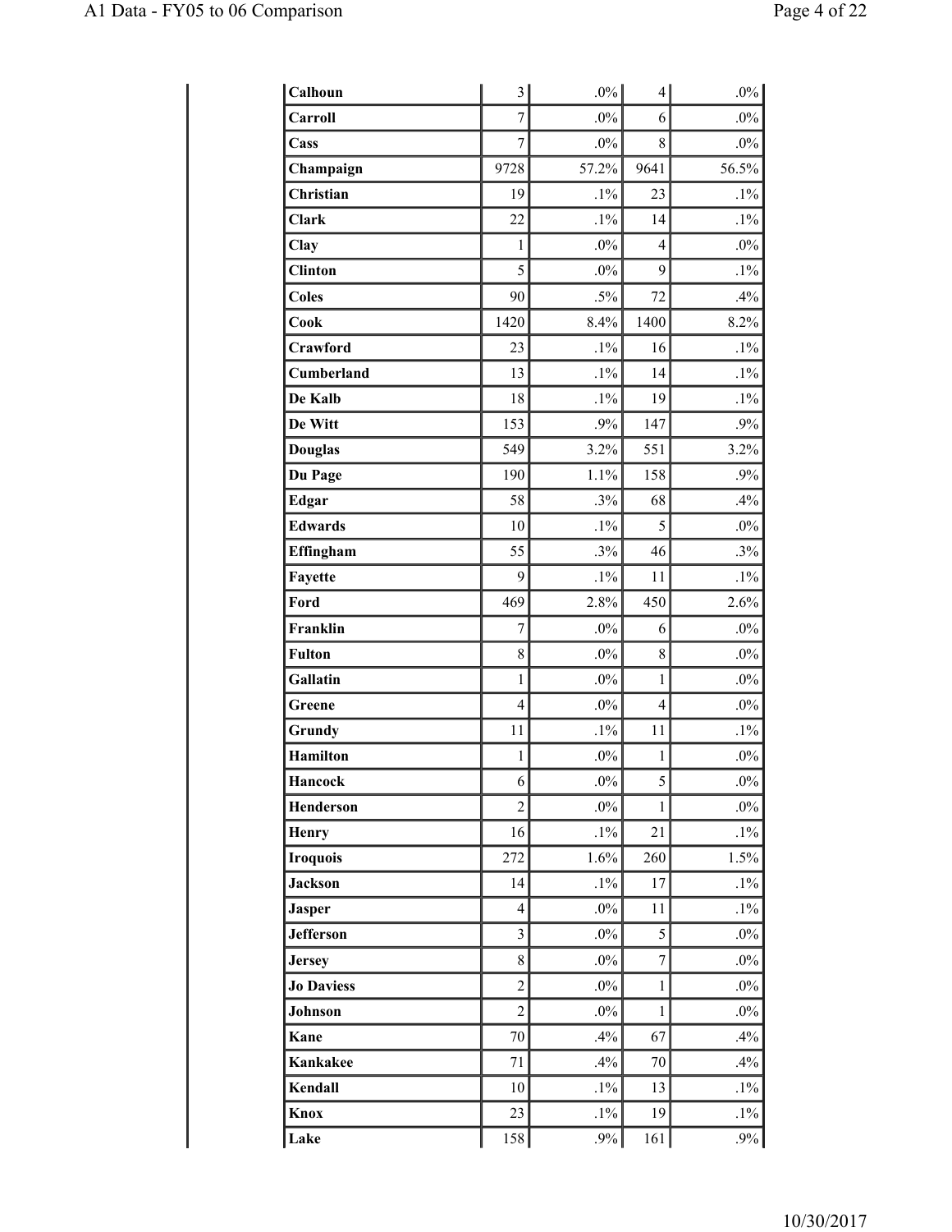| | | | | |
|---|---|---|---|---|
| **Calhoun** | 3 | .0% | 4 | .0% |
| **Carroll** | 7 | .0% | 6 | .0% |
| **Cass** | 7 | .0% | 8 | .0% |
| **Champaign** | 9728 | 57.2% | 9641 | 56.5% |
| **Christian** | 19 | .1% | 23 | .1% |
| **Clark** | 22 | .1% | 14 | .1% |
| **Clay** | 1 | .0% | 4 | .0% |
| **Clinton** | 5 | .0% | 9 | .1% |
| **Coles** | 90 | .5% | 72 | .4% |
| **Cook** | 1420 | 8.4% | 1400 | 8.2% |
| **Crawford** | 23 | .1% | 16 | .1% |
| **Cumberland** | 13 | .1% | 14 | .1% |
| **De Kalb** | 18 | .1% | 19 | .1% |
| **De Witt** | 153 | .9% | 147 | .9% |
| **Douglas** | 549 | 3.2% | 551 | 3.2% |
| **Du Page** | 190 | 1.1% | 158 | .9% |
| **Edgar** | 58 | .3% | 68 | .4% |
| **Edwards** | 10 | .1% | 5 | .0% |
| **Effingham** | 55 | .3% | 46 | .3% |
| **Fayette** | 9 | .1% | 11 | .1% |
| **Ford** | 469 | 2.8% | 450 | 2.6% |
| **Franklin** | 7 | .0% | 6 | .0% |
| **Fulton** | 8 | .0% | 8 | .0% |
| **Gallatin** | 1 | .0% | 1 | .0% |
| **Greene** | 4 | .0% | 4 | .0% |
| **Grundy** | 11 | .1% | 11 | .1% |
| **Hamilton** | 1 | .0% | 1 | .0% |
| **Hancock** | 6 | .0% | 5 | .0% |
| **Henderson** | 2 | .0% | 1 | .0% |
| **Henry** | 16 | .1% | 21 | .1% |
| **Iroquois** | 272 | 1.6% | 260 | 1.5% |
| **Jackson** | 14 | .1% | 17 | .1% |
| **Jasper** | 4 | .0% | 11 | .1% |
| **Jefferson** | 3 | .0% | 5 | .0% |
| **Jersey** | 8 | .0% | 7 | .0% |
| **Jo Daviess** | 2 | .0% | 1 | .0% |
| **Johnson** | 2 | .0% | 1 | .0% |
| **Kane** | 70 | .4% | 67 | .4% |
| **Kankakee** | 71 | .4% | 70 | .4% |
| **Kendall** | 10 | .1% | 13 | .1% |
| **Knox** | 23 | .1% | 19 | .1% |
| **Lake** | 158 | .9% | 161 | .9% |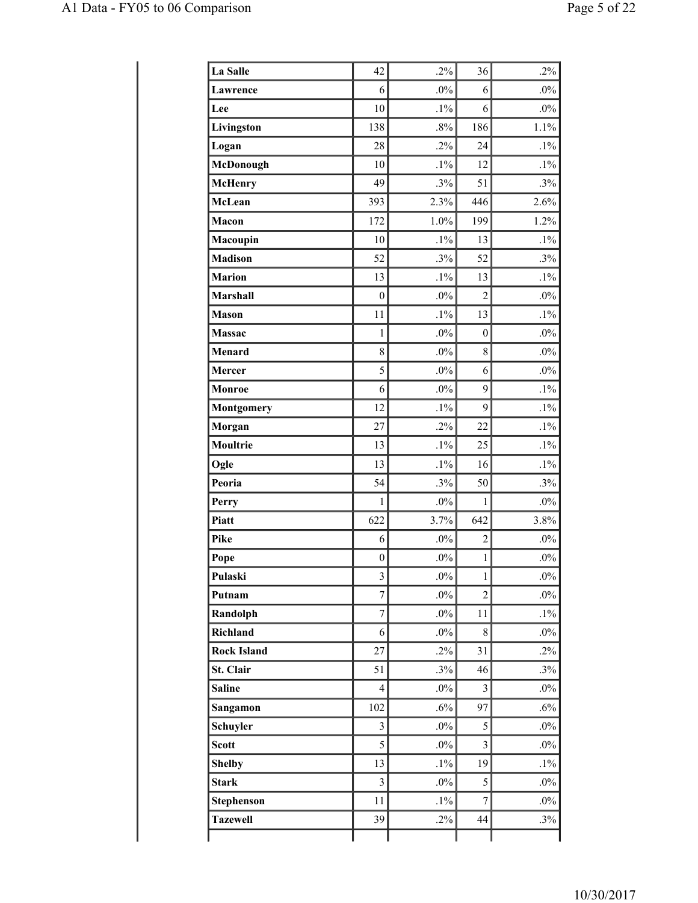| La Salle | 42 | .2% | 36 | .2% |
|---|---|---|---|---|
| Lawrence | 6 | .0% | 6 | .0% |
| Lee | 10 | .1% | 6 | .0% |
| Livingston | 138 | .8% | 186 | 1.1% |
| Logan | 28 | .2% | 24 | .1% |
| McDonough | 10 | .1% | 12 | .1% |
| McHenry | 49 | .3% | 51 | .3% |
| McLean | 393 | 2.3% | 446 | 2.6% |
| Macon | 172 | 1.0% | 199 | 1.2% |
| Macoupin | 10 | .1% | 13 | .1% |
| Madison | 52 | .3% | 52 | .3% |
| Marion | 13 | .1% | 13 | .1% |
| Marshall | 0 | .0% | 2 | .0% |
| Mason | 11 | .1% | 13 | .1% |
| Massac | 1 | .0% | 0 | .0% |
| Menard | 8 | .0% | 8 | .0% |
| Mercer | 5 | .0% | 6 | .0% |
| Monroe | 6 | .0% | 9 | .1% |
| Montgomery | 12 | .1% | 9 | .1% |
| Morgan | 27 | .2% | 22 | .1% |
| Moultrie | 13 | .1% | 25 | .1% |
| Ogle | 13 | .1% | 16 | .1% |
| Peoria | 54 | .3% | 50 | .3% |
| Perry | 1 | .0% | 1 | .0% |
| Piatt | 622 | 3.7% | 642 | 3.8% |
| Pike | 6 | .0% | 2 | .0% |
| Pope | 0 | .0% | 1 | .0% |
| Pulaski | 3 | .0% | 1 | .0% |
| Putnam | 7 | .0% | 2 | .0% |
| Randolph | 7 | .0% | 11 | .1% |
| Richland | 6 | .0% | 8 | .0% |
| Rock Island | 27 | .2% | 31 | .2% |
| St. Clair | 51 | .3% | 46 | .3% |
| Saline | 4 | .0% | 3 | .0% |
| Sangamon | 102 | .6% | 97 | .6% |
| Schuyler | 3 | .0% | 5 | .0% |
| Scott | 5 | .0% | 3 | .0% |
| Shelby | 13 | .1% | 19 | .1% |
| Stark | 3 | .0% | 5 | .0% |
| Stephenson | 11 | .1% | 7 | .0% |
| Tazewell | 39 | .2% | 44 | .3% |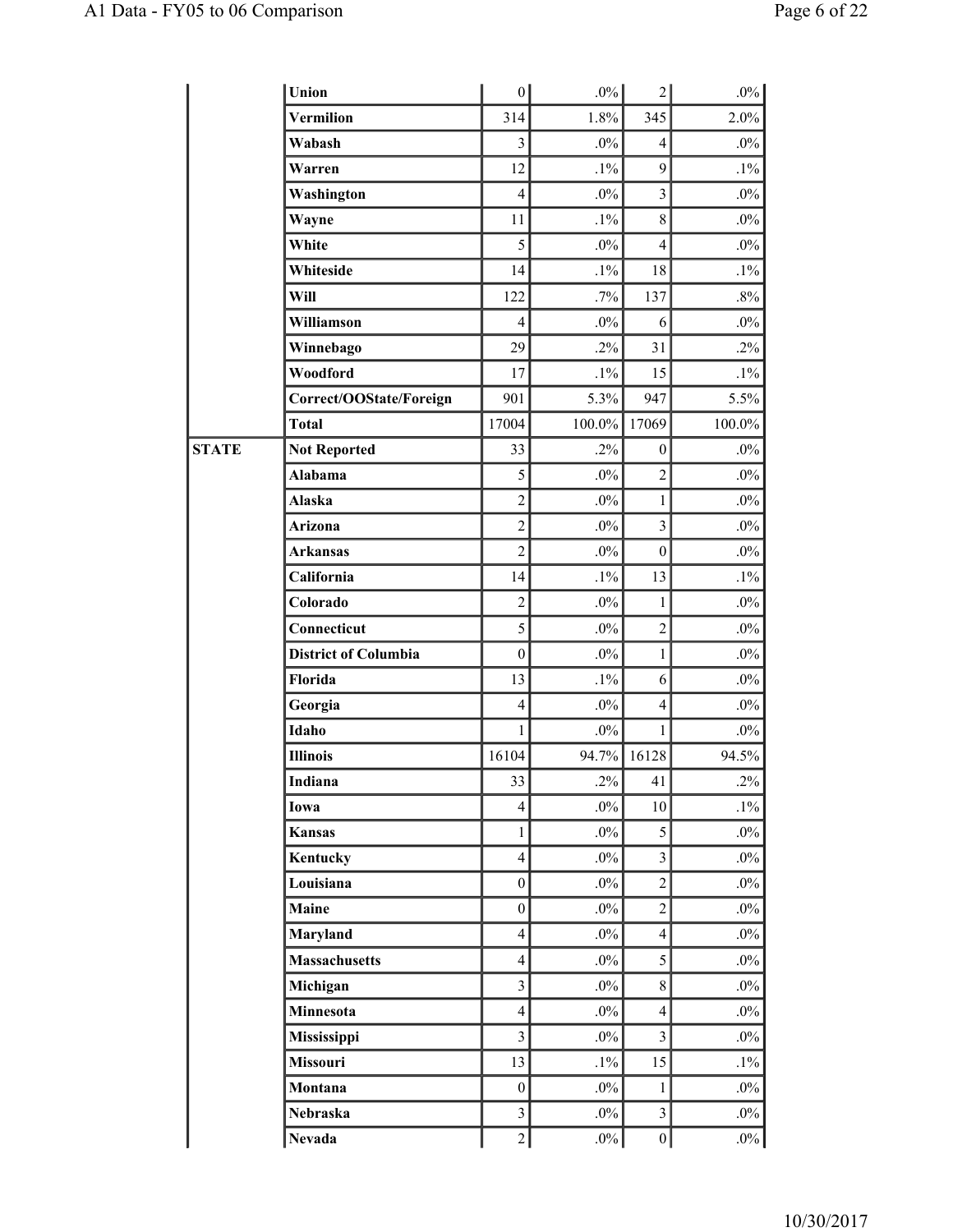| | | | | | |
|---|---|---|---|---|---|
| | Union | 0 | .0% | 2 | .0% |
| | Vermilion | 314 | 1.8% | 345 | 2.0% |
| | Wabash | 3 | .0% | 4 | .0% |
| | Warren | 12 | .1% | 9 | .1% |
| | Washington | 4 | .0% | 3 | .0% |
| | Wayne | 11 | .1% | 8 | .0% |
| | White | 5 | .0% | 4 | .0% |
| | Whiteside | 14 | .1% | 18 | .1% |
| | Will | 122 | .7% | 137 | .8% |
| | Williamson | 4 | .0% | 6 | .0% |
| | Winnebago | 29 | .2% | 31 | .2% |
| | Woodford | 17 | .1% | 15 | .1% |
| | Correct/OOState/Foreign | 901 | 5.3% | 947 | 5.5% |
| | Total | 17004 | 100.0% | 17069 | 100.0% |
| **STATE** | Not Reported | 33 | .2% | 0 | .0% |
| | Alabama | 5 | .0% | 2 | .0% |
| | Alaska | 2 | .0% | 1 | .0% |
| | Arizona | 2 | .0% | 3 | .0% |
| | Arkansas | 2 | .0% | 0 | .0% |
| | California | 14 | .1% | 13 | .1% |
| | Colorado | 2 | .0% | 1 | .0% |
| | Connecticut | 5 | .0% | 2 | .0% |
| | District of Columbia | 0 | .0% | 1 | .0% |
| | Florida | 13 | .1% | 6 | .0% |
| | Georgia | 4 | .0% | 4 | .0% |
| | Idaho | 1 | .0% | 1 | .0% |
| | Illinois | 16104 | 94.7% | 16128 | 94.5% |
| | Indiana | 33 | .2% | 41 | .2% |
| | Iowa | 4 | .0% | 10 | .1% |
| | Kansas | 1 | .0% | 5 | .0% |
| | Kentucky | 4 | .0% | 3 | .0% |
| | Louisiana | 0 | .0% | 2 | .0% |
| | Maine | 0 | .0% | 2 | .0% |
| | Maryland | 4 | .0% | 4 | .0% |
| | Massachusetts | 4 | .0% | 5 | .0% |
| | Michigan | 3 | .0% | 8 | .0% |
| | Minnesota | 4 | .0% | 4 | .0% |
| | Mississippi | 3 | .0% | 3 | .0% |
| | Missouri | 13 | .1% | 15 | .1% |
| | Montana | 0 | .0% | 1 | .0% |
| | Nebraska | 3 | .0% | 3 | .0% |
| | Nevada | 2 | .0% | 0 | .0% |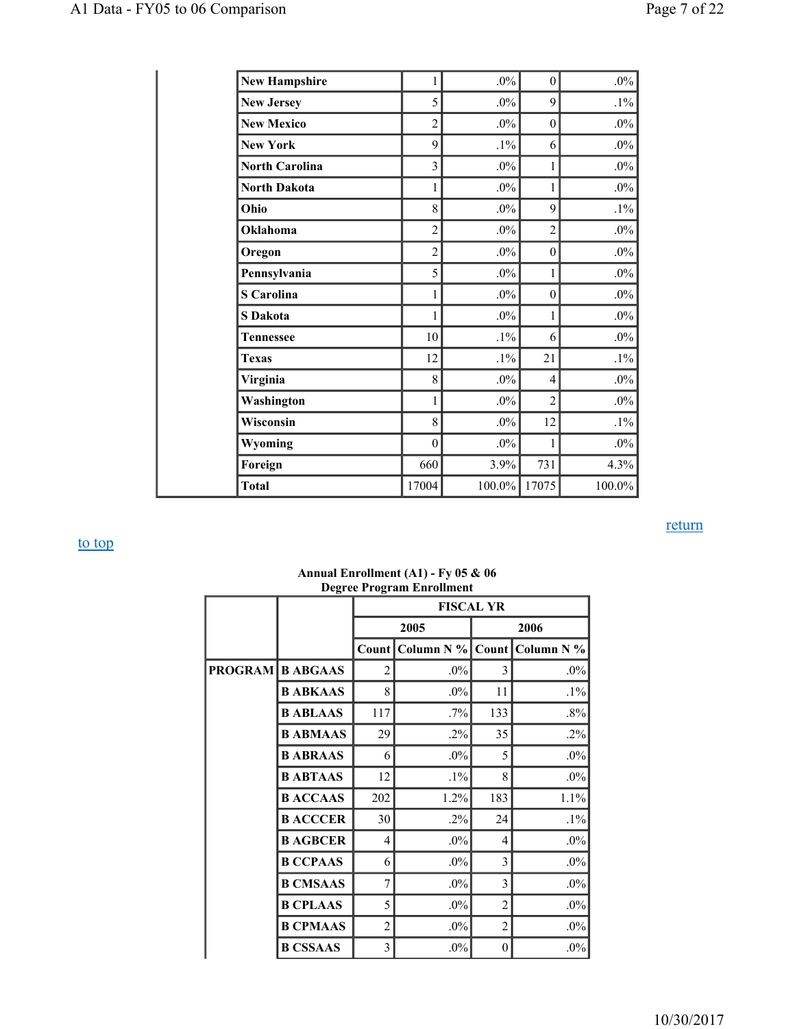| | | | | | |
|---|---|---|---|---|---|
| | New Hampshire | 1 | .0% | 0 | .0% |
| | New Jersey | 5 | .0% | 9 | .1% |
| | New Mexico | 2 | .0% | 0 | .0% |
| | New York | 9 | .1% | 6 | .0% |
| | North Carolina | 3 | .0% | 1 | .0% |
| | North Dakota | 1 | .0% | 1 | .0% |
| | Ohio | 8 | .0% | 9 | .1% |
| | Oklahoma | 2 | .0% | 2 | .0% |
| | Oregon | 2 | .0% | 0 | .0% |
| | Pennsylvania | 5 | .0% | 1 | .0% |
| | S Carolina | 1 | .0% | 0 | .0% |
| | S Dakota | 1 | .0% | 1 | .0% |
| | Tennessee | 10 | .1% | 6 | .0% |
| | Texas | 12 | .1% | 21 | .1% |
| | Virginia | 8 | .0% | 4 | .0% |
| | Washington | 1 | .0% | 2 | .0% |
| | Wisconsin | 8 | .0% | 12 | .1% |
| | Wyoming | 0 | .0% | 1 | .0% |
| | Foreign | 660 | 3.9% | 731 | 4.3% |
| | Total | 17004 | 100.0% | 17075 | 100.0% |

return

to top

**Annual Enrollment (A1) - Fy 05 & 06**
**Degree Program Enrollment**

| | | FISCAL YR | | | |
|---|---|---|---|---|---|
| | | 2005 | | 2006 | |
| | | Count | Column N % | Count | Column N % |
| PROGRAM | B ABGAAS | 2 | .0% | 3 | .0% |
| | B ABKAAS | 8 | .0% | 11 | .1% |
| | B ABLAAS | 117 | .7% | 133 | .8% |
| | B ABMAAS | 29 | .2% | 35 | .2% |
| | B ABRAAS | 6 | .0% | 5 | .0% |
| | B ABTAAS | 12 | .1% | 8 | .0% |
| | B ACCAAS | 202 | 1.2% | 183 | 1.1% |
| | B ACCCER | 30 | .2% | 24 | .1% |
| | B AGBCER | 4 | .0% | 4 | .0% |
| | B CCPAAS | 6 | .0% | 3 | .0% |
| | B CMSAAS | 7 | .0% | 3 | .0% |
| | B CPLAAS | 5 | .0% | 2 | .0% |
| | B CPMAAS | 2 | .0% | 2 | .0% |
| | B CSSAAS | 3 | .0% | 0 | .0% |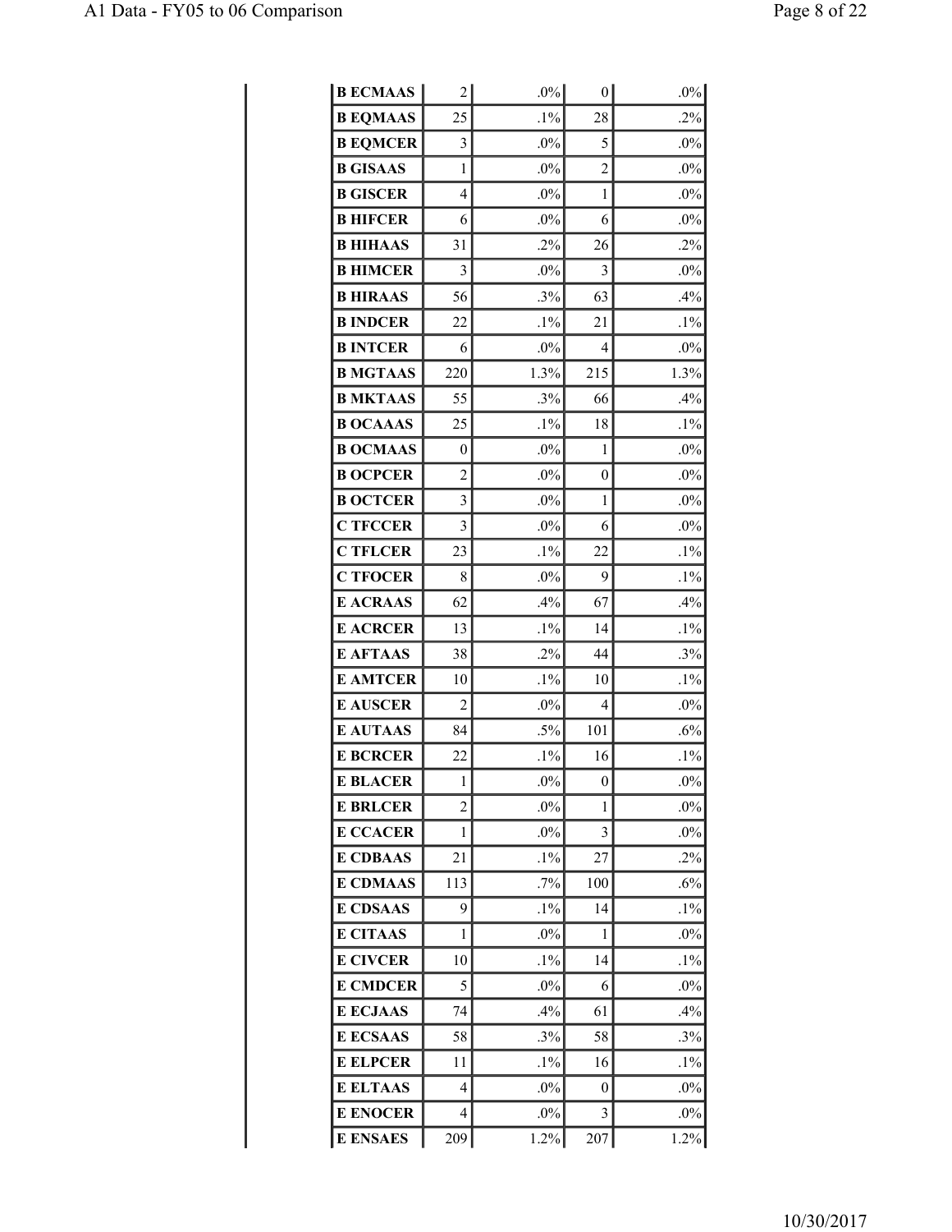| | | | | |
|---|---|---|---|---|
| **B ECMAAS** | 2 | .0% | 0 | .0% |
| **B EQMAAS** | 25 | .1% | 28 | .2% |
| **B EQMCER** | 3 | .0% | 5 | .0% |
| **B GISAAS** | 1 | .0% | 2 | .0% |
| **B GISCER** | 4 | .0% | 1 | .0% |
| **B HIFCER** | 6 | .0% | 6 | .0% |
| **B HIHAAS** | 31 | .2% | 26 | .2% |
| **B HIMCER** | 3 | .0% | 3 | .0% |
| **B HIRAAS** | 56 | .3% | 63 | .4% |
| **B INDCER** | 22 | .1% | 21 | .1% |
| **B INTCER** | 6 | .0% | 4 | .0% |
| **B MGTAAS** | 220 | 1.3% | 215 | 1.3% |
| **B MKTAAS** | 55 | .3% | 66 | .4% |
| **B OCAAAS** | 25 | .1% | 18 | .1% |
| **B OCMAAS** | 0 | .0% | 1 | .0% |
| **B OCPCER** | 2 | .0% | 0 | .0% |
| **B OCTCER** | 3 | .0% | 1 | .0% |
| **C TFCCER** | 3 | .0% | 6 | .0% |
| **C TFLCER** | 23 | .1% | 22 | .1% |
| **C TFOCER** | 8 | .0% | 9 | .1% |
| **E ACRAAS** | 62 | .4% | 67 | .4% |
| **E ACRCER** | 13 | .1% | 14 | .1% |
| **E AFTAAS** | 38 | .2% | 44 | .3% |
| **E AMTCER** | 10 | .1% | 10 | .1% |
| **E AUSCER** | 2 | .0% | 4 | .0% |
| **E AUTAAS** | 84 | .5% | 101 | .6% |
| **E BCRCER** | 22 | .1% | 16 | .1% |
| **E BLACER** | 1 | .0% | 0 | .0% |
| **E BRLCER** | 2 | .0% | 1 | .0% |
| **E CCACER** | 1 | .0% | 3 | .0% |
| **E CDBAAS** | 21 | .1% | 27 | .2% |
| **E CDMAAS** | 113 | .7% | 100 | .6% |
| **E CDSAAS** | 9 | .1% | 14 | .1% |
| **E CITAAS** | 1 | .0% | 1 | .0% |
| **E CIVCER** | 10 | .1% | 14 | .1% |
| **E CMDCER** | 5 | .0% | 6 | .0% |
| **E ECJAAS** | 74 | .4% | 61 | .4% |
| **E ECSAAS** | 58 | .3% | 58 | .3% |
| **E ELPCER** | 11 | .1% | 16 | .1% |
| **E ELTAAS** | 4 | .0% | 0 | .0% |
| **E ENOCER** | 4 | .0% | 3 | .0% |
| **E ENSAES** | 209 | 1.2% | 207 | 1.2% |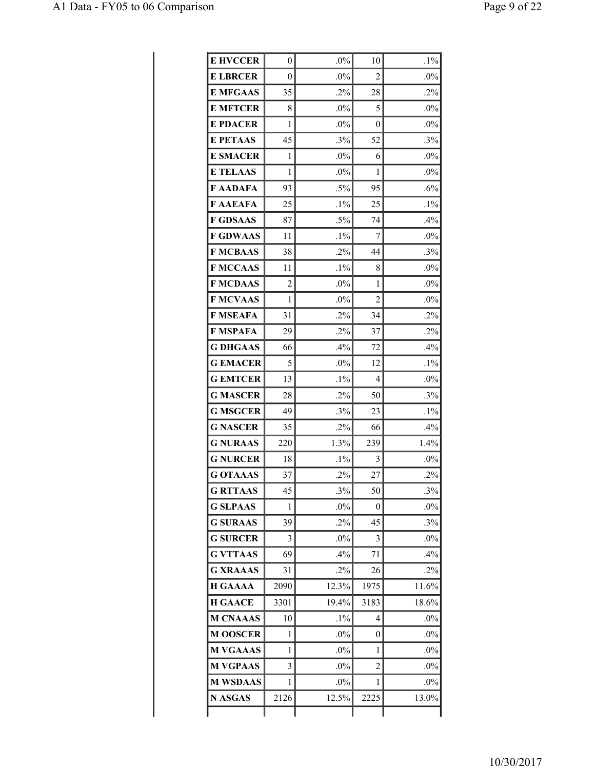| | | | | |
|---|---|---|---|---|
| **E HVCCER** | 0 | .0% | 10 | .1% |
| **E LBRCER** | 0 | .0% | 2 | .0% |
| **E MFGAAS** | 35 | .2% | 28 | .2% |
| **E MFTCER** | 8 | .0% | 5 | .0% |
| **E PDACER** | 1 | .0% | 0 | .0% |
| **E PETAAS** | 45 | .3% | 52 | .3% |
| **E SMACER** | 1 | .0% | 6 | .0% |
| **E TELAAS** | 1 | .0% | 1 | .0% |
| **F AADAFA** | 93 | .5% | 95 | .6% |
| **F AAEAFA** | 25 | .1% | 25 | .1% |
| **F GDSAAS** | 87 | .5% | 74 | .4% |
| **F GDWAAS** | 11 | .1% | 7 | .0% |
| **F MCBAAS** | 38 | .2% | 44 | .3% |
| **F MCCAAS** | 11 | .1% | 8 | .0% |
| **F MCDAAS** | 2 | .0% | 1 | .0% |
| **F MCVAAS** | 1 | .0% | 2 | .0% |
| **F MSEAFA** | 31 | .2% | 34 | .2% |
| **F MSPAFA** | 29 | .2% | 37 | .2% |
| **G DHGAAS** | 66 | .4% | 72 | .4% |
| **G EMACER** | 5 | .0% | 12 | .1% |
| **G EMTCER** | 13 | .1% | 4 | .0% |
| **G MASCER** | 28 | .2% | 50 | .3% |
| **G MSGCER** | 49 | .3% | 23 | .1% |
| **G NASCER** | 35 | .2% | 66 | .4% |
| **G NURAAS** | 220 | 1.3% | 239 | 1.4% |
| **G NURCER** | 18 | .1% | 3 | .0% |
| **G OTAAAS** | 37 | .2% | 27 | .2% |
| **G RTTAAS** | 45 | .3% | 50 | .3% |
| **G SLPAAS** | 1 | .0% | 0 | .0% |
| **G SURAAS** | 39 | .2% | 45 | .3% |
| **G SURCER** | 3 | .0% | 3 | .0% |
| **G VTTAAS** | 69 | .4% | 71 | .4% |
| **G XRAAAS** | 31 | .2% | 26 | .2% |
| **H GAAAA** | 2090 | 12.3% | 1975 | 11.6% |
| **H GAACE** | 3301 | 19.4% | 3183 | 18.6% |
| **M CNAAAS** | 10 | .1% | 4 | .0% |
| **M OOSCER** | 1 | .0% | 0 | .0% |
| **M VGAAAS** | 1 | .0% | 1 | .0% |
| **M VGPAAS** | 3 | .0% | 2 | .0% |
| **M WSDAAS** | 1 | .0% | 1 | .0% |
| **N ASGAS** | 2126 | 12.5% | 2225 | 13.0% |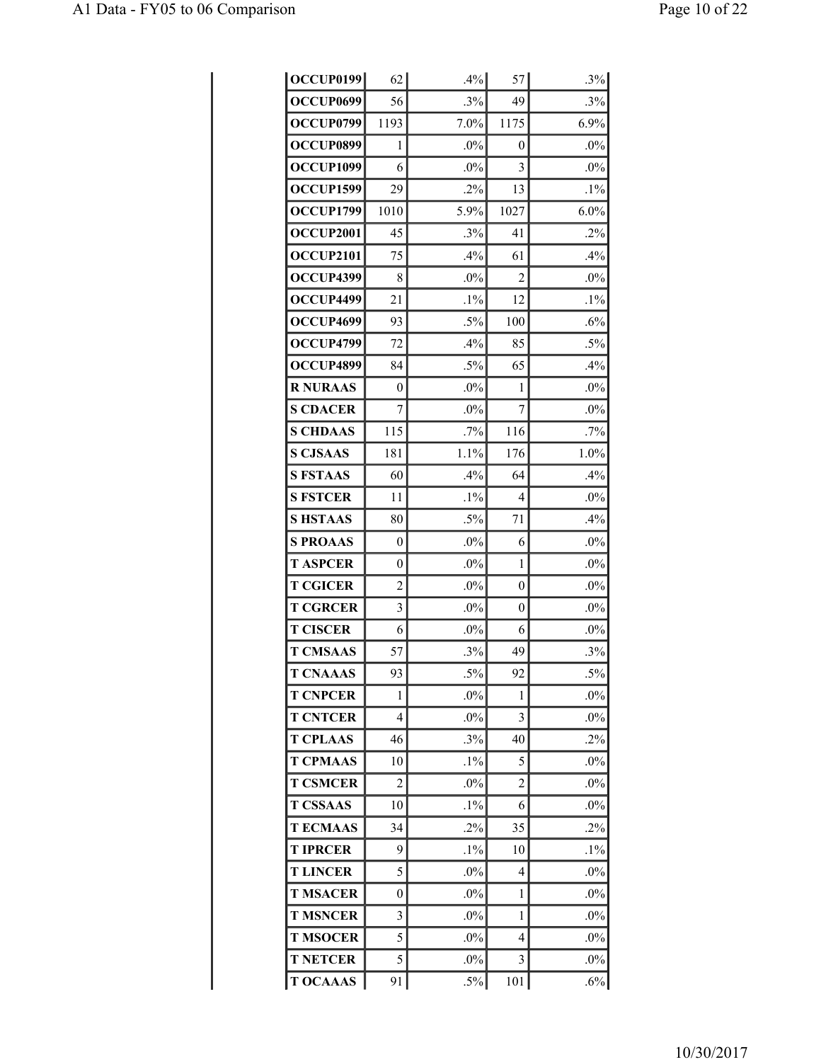| OCCUP0199 | 62 | .4% | 57 | .3% |
|---|---|---|---|---|
| OCCUP0699 | 56 | .3% | 49 | .3% |
| OCCUP0799 | 1193 | 7.0% | 1175 | 6.9% |
| OCCUP0899 | 1 | .0% | 0 | .0% |
| OCCUP1099 | 6 | .0% | 3 | .0% |
| OCCUP1599 | 29 | .2% | 13 | .1% |
| OCCUP1799 | 1010 | 5.9% | 1027 | 6.0% |
| OCCUP2001 | 45 | .3% | 41 | .2% |
| OCCUP2101 | 75 | .4% | 61 | .4% |
| OCCUP4399 | 8 | .0% | 2 | .0% |
| OCCUP4499 | 21 | .1% | 12 | .1% |
| OCCUP4699 | 93 | .5% | 100 | .6% |
| OCCUP4799 | 72 | .4% | 85 | .5% |
| OCCUP4899 | 84 | .5% | 65 | .4% |
| R NURAAS | 0 | .0% | 1 | .0% |
| S CDACER | 7 | .0% | 7 | .0% |
| S CHDAAS | 115 | .7% | 116 | .7% |
| S CJSAAS | 181 | 1.1% | 176 | 1.0% |
| S FSTAAS | 60 | .4% | 64 | .4% |
| S FSTCER | 11 | .1% | 4 | .0% |
| S HSTAAS | 80 | .5% | 71 | .4% |
| S PROAAS | 0 | .0% | 6 | .0% |
| T ASPCER | 0 | .0% | 1 | .0% |
| T CGICER | 2 | .0% | 0 | .0% |
| T CGRCER | 3 | .0% | 0 | .0% |
| T CISCER | 6 | .0% | 6 | .0% |
| T CMSAAS | 57 | .3% | 49 | .3% |
| T CNAAAS | 93 | .5% | 92 | .5% |
| T CNPCER | 1 | .0% | 1 | .0% |
| T CNTCER | 4 | .0% | 3 | .0% |
| T CPLAAS | 46 | .3% | 40 | .2% |
| T CPMAAS | 10 | .1% | 5 | .0% |
| T CSMCER | 2 | .0% | 2 | .0% |
| T CSSAAS | 10 | .1% | 6 | .0% |
| T ECMAAS | 34 | .2% | 35 | .2% |
| T IPRCER | 9 | .1% | 10 | .1% |
| T LINCER | 5 | .0% | 4 | .0% |
| T MSACER | 0 | .0% | 1 | .0% |
| T MSNCER | 3 | .0% | 1 | .0% |
| T MSOCER | 5 | .0% | 4 | .0% |
| T NETCER | 5 | .0% | 3 | .0% |
| T OCAAAS | 91 | .5% | 101 | .6% |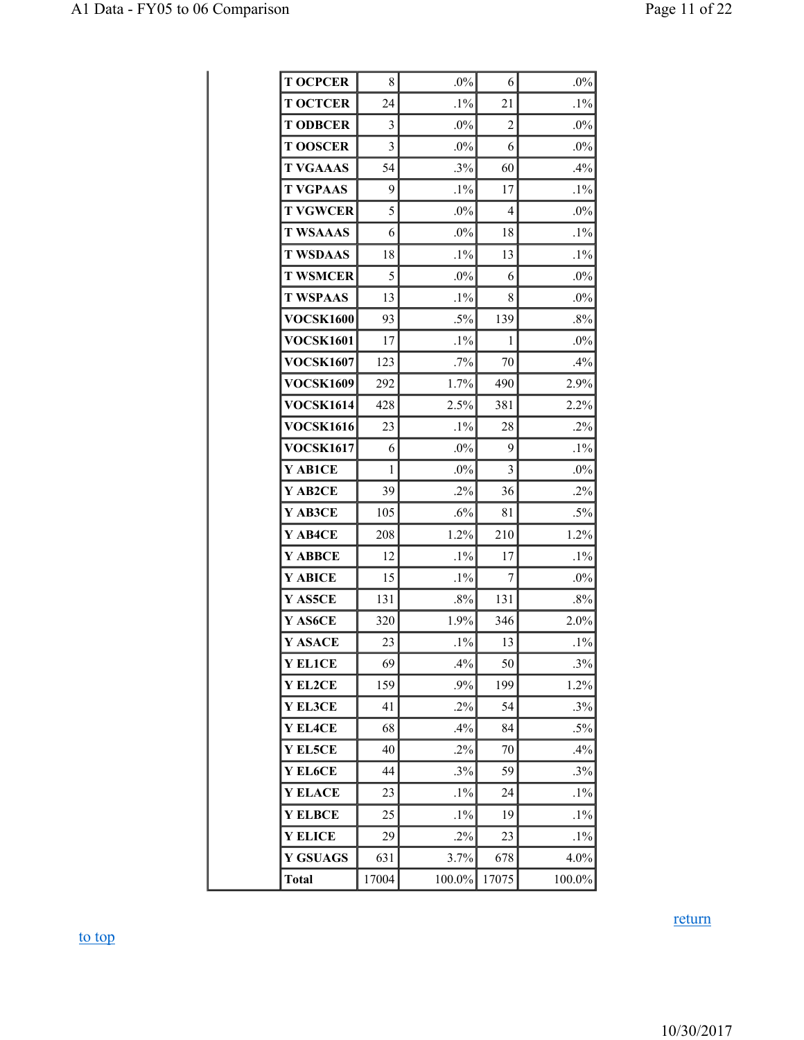| | | | | | |
|---|---|---|---|---|---|
| | T OCPCER | 8 | .0% | 6 | .0% |
| | T OCTCER | 24 | .1% | 21 | .1% |
| | T ODBCER | 3 | .0% | 2 | .0% |
| | T OOSCER | 3 | .0% | 6 | .0% |
| | T VGAAAS | 54 | .3% | 60 | .4% |
| | T VGPAAS | 9 | .1% | 17 | .1% |
| | T VGWCER | 5 | .0% | 4 | .0% |
| | T WSAAAS | 6 | .0% | 18 | .1% |
| | T WSDAAS | 18 | .1% | 13 | .1% |
| | T WSMCER | 5 | .0% | 6 | .0% |
| | T WSPAAS | 13 | .1% | 8 | .0% |
| | VOCSK1600 | 93 | .5% | 139 | .8% |
| | VOCSK1601 | 17 | .1% | 1 | .0% |
| | VOCSK1607 | 123 | .7% | 70 | .4% |
| | VOCSK1609 | 292 | 1.7% | 490 | 2.9% |
| | VOCSK1614 | 428 | 2.5% | 381 | 2.2% |
| | VOCSK1616 | 23 | .1% | 28 | .2% |
| | VOCSK1617 | 6 | .0% | 9 | .1% |
| | Y AB1CE | 1 | .0% | 3 | .0% |
| | Y AB2CE | 39 | .2% | 36 | .2% |
| | Y AB3CE | 105 | .6% | 81 | .5% |
| | Y AB4CE | 208 | 1.2% | 210 | 1.2% |
| | Y ABBCE | 12 | .1% | 17 | .1% |
| | Y ABICE | 15 | .1% | 7 | .0% |
| | Y AS5CE | 131 | .8% | 131 | .8% |
| | Y AS6CE | 320 | 1.9% | 346 | 2.0% |
| | Y ASACE | 23 | .1% | 13 | .1% |
| | Y EL1CE | 69 | .4% | 50 | .3% |
| | Y EL2CE | 159 | .9% | 199 | 1.2% |
| | Y EL3CE | 41 | .2% | 54 | .3% |
| | Y EL4CE | 68 | .4% | 84 | .5% |
| | Y EL5CE | 40 | .2% | 70 | .4% |
| | Y EL6CE | 44 | .3% | 59 | .3% |
| | Y ELACE | 23 | .1% | 24 | .1% |
| | Y ELBCE | 25 | .1% | 19 | .1% |
| | Y ELICE | 29 | .2% | 23 | .1% |
| | Y GSUAGS | 631 | 3.7% | 678 | 4.0% |
| | Total | 17004 | 100.0% | 17075 | 100.0% |

return

to top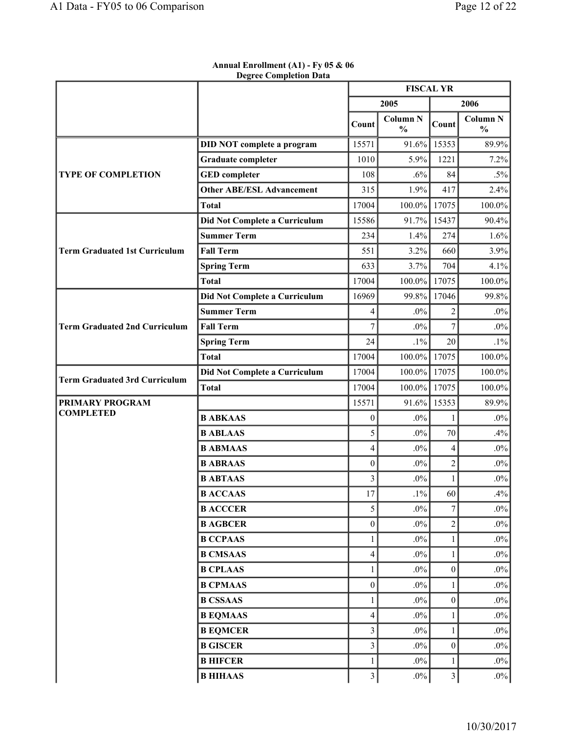**Annual Enrollment (A1) - Fy 05 & 06**
**Degree Completion Data**

| | | FISCAL YR | | | |
|---|---|---|---|---|---|
| | | 2005 | | 2006 | |
| | | Count | Column N % | Count | Column N % |
| **TYPE OF COMPLETION** | **DID NOT complete a program** | 15571 | 91.6% | 15353 | 89.9% |
| | **Graduate completer** | 1010 | 5.9% | 1221 | 7.2% |
| | **GED completer** | 108 | .6% | 84 | .5% |
| | **Other ABE/ESL Advancement** | 315 | 1.9% | 417 | 2.4% |
| | **Total** | 17004 | 100.0% | 17075 | 100.0% |
| **Term Graduated 1st Curriculum** | **Did Not Complete a Curriculum** | 15586 | 91.7% | 15437 | 90.4% |
| | **Summer Term** | 234 | 1.4% | 274 | 1.6% |
| | **Fall Term** | 551 | 3.2% | 660 | 3.9% |
| | **Spring Term** | 633 | 3.7% | 704 | 4.1% |
| | **Total** | 17004 | 100.0% | 17075 | 100.0% |
| **Term Graduated 2nd Curriculum** | **Did Not Complete a Curriculum** | 16969 | 99.8% | 17046 | 99.8% |
| | **Summer Term** | 4 | .0% | 2 | .0% |
| | **Fall Term** | 7 | .0% | 7 | .0% |
| | **Spring Term** | 24 | .1% | 20 | .1% |
| | **Total** | 17004 | 100.0% | 17075 | 100.0% |
| **Term Graduated 3rd Curriculum** | **Did Not Complete a Curriculum** | 17004 | 100.0% | 17075 | 100.0% |
| | **Total** | 17004 | 100.0% | 17075 | 100.0% |
| **PRIMARY PROGRAM COMPLETED** | | 15571 | 91.6% | 15353 | 89.9% |
| | **B ABKAAS** | 0 | .0% | 1 | .0% |
| | **B ABLAAS** | 5 | .0% | 70 | .4% |
| | **B ABMAAS** | 4 | .0% | 4 | .0% |
| | **B ABRAAS** | 0 | .0% | 2 | .0% |
| | **B ABTAAS** | 3 | .0% | 1 | .0% |
| | **B ACCAAS** | 17 | .1% | 60 | .4% |
| | **B ACCCER** | 5 | .0% | 7 | .0% |
| | **B AGBCER** | 0 | .0% | 2 | .0% |
| | **B CCPAAS** | 1 | .0% | 1 | .0% |
| | **B CMSAAS** | 4 | .0% | 1 | .0% |
| | **B CPLAAS** | 1 | .0% | 0 | .0% |
| | **B CPMAAS** | 0 | .0% | 1 | .0% |
| | **B CSSAAS** | 1 | .0% | 0 | .0% |
| | **B EQMAAS** | 4 | .0% | 1 | .0% |
| | **B EQMCER** | 3 | .0% | 1 | .0% |
| | **B GISCER** | 3 | .0% | 0 | .0% |
| | **B HIFCER** | 1 | .0% | 1 | .0% |
| | **B HIHAAS** | 3 | .0% | 3 | .0% |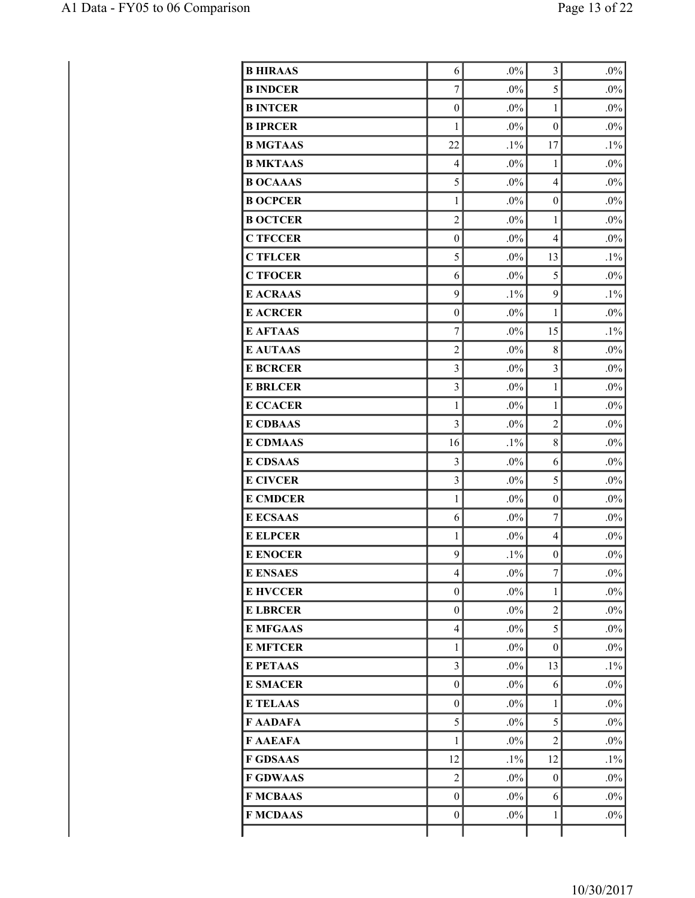| | | | | |
|---|---|---|---|---|
| **B HIRAAS** | 6 | .0% | 3 | .0% |
| **B INDCER** | 7 | .0% | 5 | .0% |
| **B INTCER** | 0 | .0% | 1 | .0% |
| **B IPRCER** | 1 | .0% | 0 | .0% |
| **B MGTAAS** | 22 | .1% | 17 | .1% |
| **B MKTAAS** | 4 | .0% | 1 | .0% |
| **B OCAAAS** | 5 | .0% | 4 | .0% |
| **B OCPCER** | 1 | .0% | 0 | .0% |
| **B OCTCER** | 2 | .0% | 1 | .0% |
| **C TFCCER** | 0 | .0% | 4 | .0% |
| **C TFLCER** | 5 | .0% | 13 | .1% |
| **C TFOCER** | 6 | .0% | 5 | .0% |
| **E ACRAAS** | 9 | .1% | 9 | .1% |
| **E ACRCER** | 0 | .0% | 1 | .0% |
| **E AFTAAS** | 7 | .0% | 15 | .1% |
| **E AUTAAS** | 2 | .0% | 8 | .0% |
| **E BCRCER** | 3 | .0% | 3 | .0% |
| **E BRLCER** | 3 | .0% | 1 | .0% |
| **E CCACER** | 1 | .0% | 1 | .0% |
| **E CDBAAS** | 3 | .0% | 2 | .0% |
| **E CDMAAS** | 16 | .1% | 8 | .0% |
| **E CDSAAS** | 3 | .0% | 6 | .0% |
| **E CIVCER** | 3 | .0% | 5 | .0% |
| **E CMDCER** | 1 | .0% | 0 | .0% |
| **E ECSAAS** | 6 | .0% | 7 | .0% |
| **E ELPCER** | 1 | .0% | 4 | .0% |
| **E ENOCER** | 9 | .1% | 0 | .0% |
| **E ENSAES** | 4 | .0% | 7 | .0% |
| **E HVCCER** | 0 | .0% | 1 | .0% |
| **E LBRCER** | 0 | .0% | 2 | .0% |
| **E MFGAAS** | 4 | .0% | 5 | .0% |
| **E MFTCER** | 1 | .0% | 0 | .0% |
| **E PETAAS** | 3 | .0% | 13 | .1% |
| **E SMACER** | 0 | .0% | 6 | .0% |
| **E TELAAS** | 0 | .0% | 1 | .0% |
| **F AADAFA** | 5 | .0% | 5 | .0% |
| **F AAEAFA** | 1 | .0% | 2 | .0% |
| **F GDSAAS** | 12 | .1% | 12 | .1% |
| **F GDWAAS** | 2 | .0% | 0 | .0% |
| **F MCBAAS** | 0 | .0% | 6 | .0% |
| **F MCDAAS** | 0 | .0% | 1 | .0% |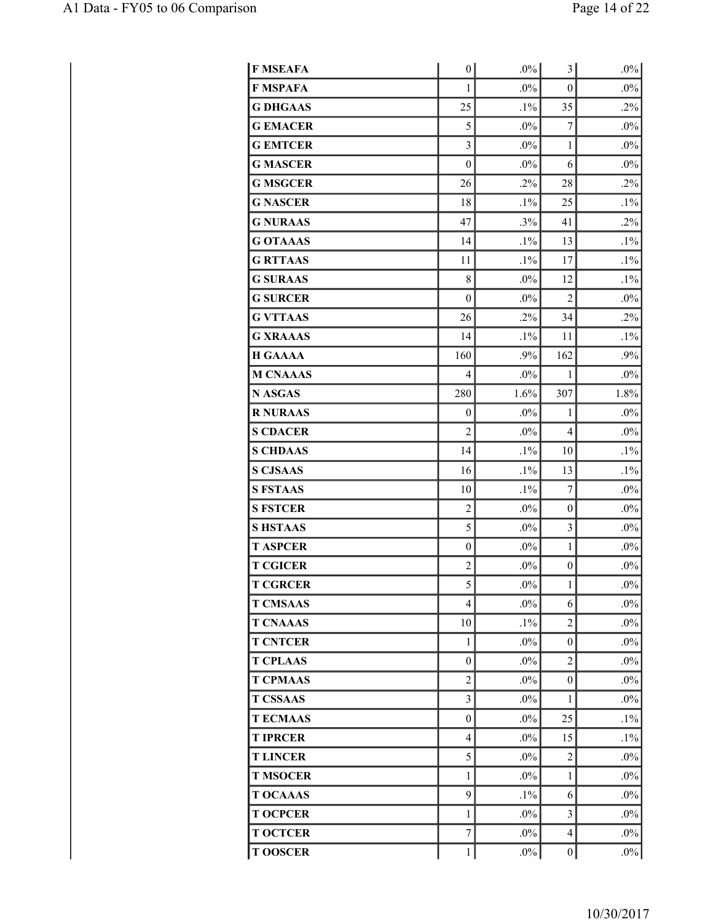| | | | | |
|---|---|---|---|---|
| **F MSEAFA** | 0 | .0% | 3 | .0% |
| **F MSPAFA** | 1 | .0% | 0 | .0% |
| **G DHGAAS** | 25 | .1% | 35 | .2% |
| **G EMACER** | 5 | .0% | 7 | .0% |
| **G EMTCER** | 3 | .0% | 1 | .0% |
| **G MASCER** | 0 | .0% | 6 | .0% |
| **G MSGCER** | 26 | .2% | 28 | .2% |
| **G NASCER** | 18 | .1% | 25 | .1% |
| **G NURAAS** | 47 | .3% | 41 | .2% |
| **G OTAAAS** | 14 | .1% | 13 | .1% |
| **G RTTAAS** | 11 | .1% | 17 | .1% |
| **G SURAAS** | 8 | .0% | 12 | .1% |
| **G SURCER** | 0 | .0% | 2 | .0% |
| **G VTTAAS** | 26 | .2% | 34 | .2% |
| **G XRAAAS** | 14 | .1% | 11 | .1% |
| **H GAAAA** | 160 | .9% | 162 | .9% |
| **M CNAAAS** | 4 | .0% | 1 | .0% |
| **N ASGAS** | 280 | 1.6% | 307 | 1.8% |
| **R NURAAS** | 0 | .0% | 1 | .0% |
| **S CDACER** | 2 | .0% | 4 | .0% |
| **S CHDAAS** | 14 | .1% | 10 | .1% |
| **S CJSAAS** | 16 | .1% | 13 | .1% |
| **S FSTAAS** | 10 | .1% | 7 | .0% |
| **S FSTCER** | 2 | .0% | 0 | .0% |
| **S HSTAAS** | 5 | .0% | 3 | .0% |
| **T ASPCER** | 0 | .0% | 1 | .0% |
| **T CGICER** | 2 | .0% | 0 | .0% |
| **T CGRCER** | 5 | .0% | 1 | .0% |
| **T CMSAAS** | 4 | .0% | 6 | .0% |
| **T CNAAAS** | 10 | .1% | 2 | .0% |
| **T CNTCER** | 1 | .0% | 0 | .0% |
| **T CPLAAS** | 0 | .0% | 2 | .0% |
| **T CPMAAS** | 2 | .0% | 0 | .0% |
| **T CSSAAS** | 3 | .0% | 1 | .0% |
| **T ECMAAS** | 0 | .0% | 25 | .1% |
| **T IPRCER** | 4 | .0% | 15 | .1% |
| **T LINCER** | 5 | .0% | 2 | .0% |
| **T MSOCER** | 1 | .0% | 1 | .0% |
| **T OCAAAS** | 9 | .1% | 6 | .0% |
| **T OCPCER** | 1 | .0% | 3 | .0% |
| **T OCTCER** | 7 | .0% | 4 | .0% |
| **T OOSCER** | 1 | .0% | 0 | .0% |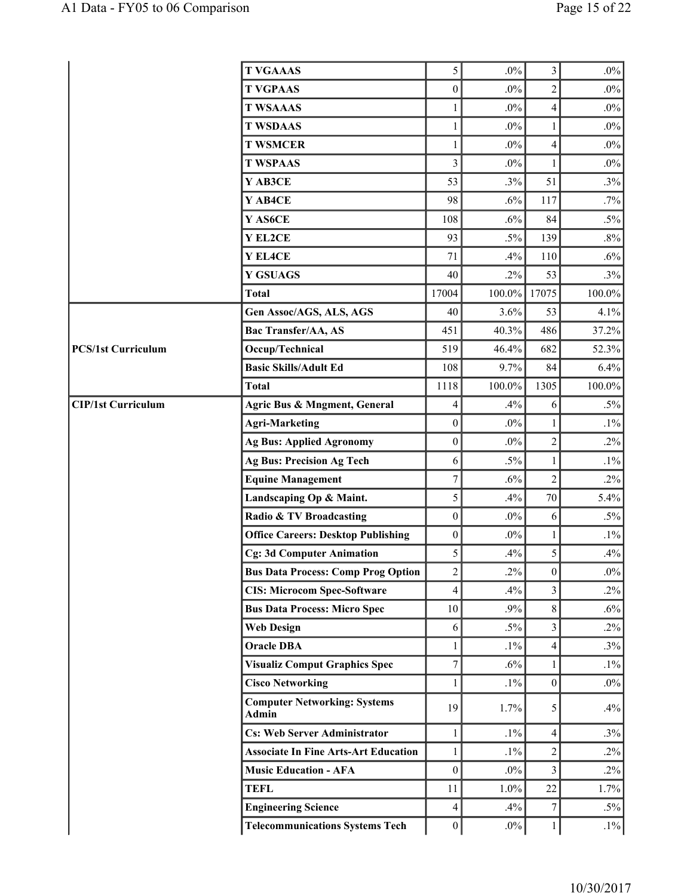| | | | | | |
|---|---|---|---|---|---|
| | T VGAAAS | 5 | .0% | 3 | .0% |
| | T VGPAAS | 0 | .0% | 2 | .0% |
| | T WSAAAS | 1 | .0% | 4 | .0% |
| | T WSDAAS | 1 | .0% | 1 | .0% |
| | T WSMCER | 1 | .0% | 4 | .0% |
| | T WSPAAS | 3 | .0% | 1 | .0% |
| | Y AB3CE | 53 | .3% | 51 | .3% |
| | Y AB4CE | 98 | .6% | 117 | .7% |
| | Y AS6CE | 108 | .6% | 84 | .5% |
| | Y EL2CE | 93 | .5% | 139 | .8% |
| | Y EL4CE | 71 | .4% | 110 | .6% |
| | Y GSUAGS | 40 | .2% | 53 | .3% |
| | Total | 17004 | 100.0% | 17075 | 100.0% |
| PCS/1st Curriculum | Gen Assoc/AGS, ALS, AGS | 40 | 3.6% | 53 | 4.1% |
| | Bac Transfer/AA, AS | 451 | 40.3% | 486 | 37.2% |
| | Occup/Technical | 519 | 46.4% | 682 | 52.3% |
| | Basic Skills/Adult Ed | 108 | 9.7% | 84 | 6.4% |
| | Total | 1118 | 100.0% | 1305 | 100.0% |
| CIP/1st Curriculum | Agric Bus & Mngment, General | 4 | .4% | 6 | .5% |
| | Agri-Marketing | 0 | .0% | 1 | .1% |
| | Ag Bus: Applied Agronomy | 0 | .0% | 2 | .2% |
| | Ag Bus: Precision Ag Tech | 6 | .5% | 1 | .1% |
| | Equine Management | 7 | .6% | 2 | .2% |
| | Landscaping Op & Maint. | 5 | .4% | 70 | 5.4% |
| | Radio & TV Broadcasting | 0 | .0% | 6 | .5% |
| | Office Careers: Desktop Publishing | 0 | .0% | 1 | .1% |
| | Cg: 3d Computer Animation | 5 | .4% | 5 | .4% |
| | Bus Data Process: Comp Prog Option | 2 | .2% | 0 | .0% |
| | CIS: Microcom Spec-Software | 4 | .4% | 3 | .2% |
| | Bus Data Process: Micro Spec | 10 | .9% | 8 | .6% |
| | Web Design | 6 | .5% | 3 | .2% |
| | Oracle DBA | 1 | .1% | 4 | .3% |
| | Visualiz Comput Graphics Spec | 7 | .6% | 1 | .1% |
| | Cisco Networking | 1 | .1% | 0 | .0% |
| | Computer Networking: Systems Admin | 19 | 1.7% | 5 | .4% |
| | Cs: Web Server Administrator | 1 | .1% | 4 | .3% |
| | Associate In Fine Arts-Art Education | 1 | .1% | 2 | .2% |
| | Music Education - AFA | 0 | .0% | 3 | .2% |
| | TEFL | 11 | 1.0% | 22 | 1.7% |
| | Engineering Science | 4 | .4% | 7 | .5% |
| | Telecommunications Systems Tech | 0 | .0% | 1 | .1% |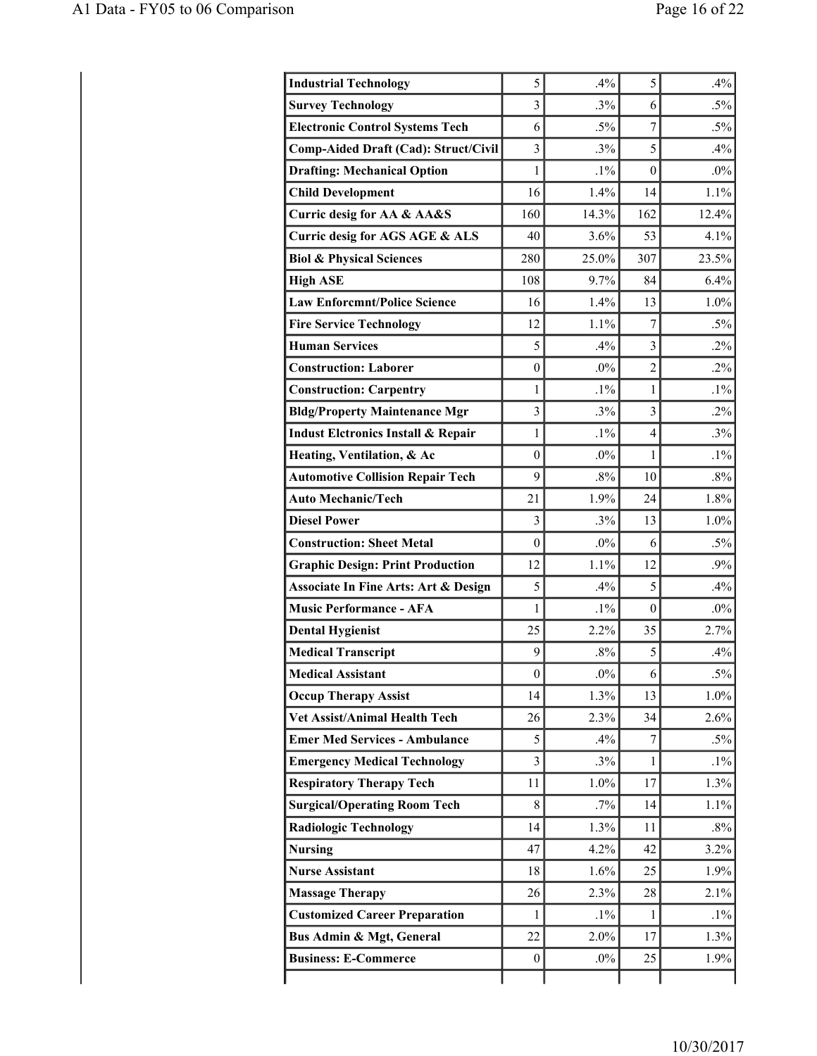| | | | | |
|---|---|---|---|---|
| **Industrial Technology** | 5 | .4% | 5 | .4% |
| **Survey Technology** | 3 | .3% | 6 | .5% |
| **Electronic Control Systems Tech** | 6 | .5% | 7 | .5% |
| **Comp-Aided Draft (Cad): Struct/Civil** | 3 | .3% | 5 | .4% |
| **Drafting: Mechanical Option** | 1 | .1% | 0 | .0% |
| **Child Development** | 16 | 1.4% | 14 | 1.1% |
| **Curric desig for AA & AA&S** | 160 | 14.3% | 162 | 12.4% |
| **Curric desig for AGS AGE & ALS** | 40 | 3.6% | 53 | 4.1% |
| **Biol & Physical Sciences** | 280 | 25.0% | 307 | 23.5% |
| **High ASE** | 108 | 9.7% | 84 | 6.4% |
| **Law Enforcmnt/Police Science** | 16 | 1.4% | 13 | 1.0% |
| **Fire Service Technology** | 12 | 1.1% | 7 | .5% |
| **Human Services** | 5 | .4% | 3 | .2% |
| **Construction: Laborer** | 0 | .0% | 2 | .2% |
| **Construction: Carpentry** | 1 | .1% | 1 | .1% |
| **Bldg/Property Maintenance Mgr** | 3 | .3% | 3 | .2% |
| **Indust Elctronics Install & Repair** | 1 | .1% | 4 | .3% |
| **Heating, Ventilation, & Ac** | 0 | .0% | 1 | .1% |
| **Automotive Collision Repair Tech** | 9 | .8% | 10 | .8% |
| **Auto Mechanic/Tech** | 21 | 1.9% | 24 | 1.8% |
| **Diesel Power** | 3 | .3% | 13 | 1.0% |
| **Construction: Sheet Metal** | 0 | .0% | 6 | .5% |
| **Graphic Design: Print Production** | 12 | 1.1% | 12 | .9% |
| **Associate In Fine Arts: Art & Design** | 5 | .4% | 5 | .4% |
| **Music Performance - AFA** | 1 | .1% | 0 | .0% |
| **Dental Hygienist** | 25 | 2.2% | 35 | 2.7% |
| **Medical Transcript** | 9 | .8% | 5 | .4% |
| **Medical Assistant** | 0 | .0% | 6 | .5% |
| **Occup Therapy Assist** | 14 | 1.3% | 13 | 1.0% |
| **Vet Assist/Animal Health Tech** | 26 | 2.3% | 34 | 2.6% |
| **Emer Med Services - Ambulance** | 5 | .4% | 7 | .5% |
| **Emergency Medical Technology** | 3 | .3% | 1 | .1% |
| **Respiratory Therapy Tech** | 11 | 1.0% | 17 | 1.3% |
| **Surgical/Operating Room Tech** | 8 | .7% | 14 | 1.1% |
| **Radiologic Technology** | 14 | 1.3% | 11 | .8% |
| **Nursing** | 47 | 4.2% | 42 | 3.2% |
| **Nurse Assistant** | 18 | 1.6% | 25 | 1.9% |
| **Massage Therapy** | 26 | 2.3% | 28 | 2.1% |
| **Customized Career Preparation** | 1 | .1% | 1 | .1% |
| **Bus Admin & Mgt, General** | 22 | 2.0% | 17 | 1.3% |
| **Business: E-Commerce** | 0 | .0% | 25 | 1.9% |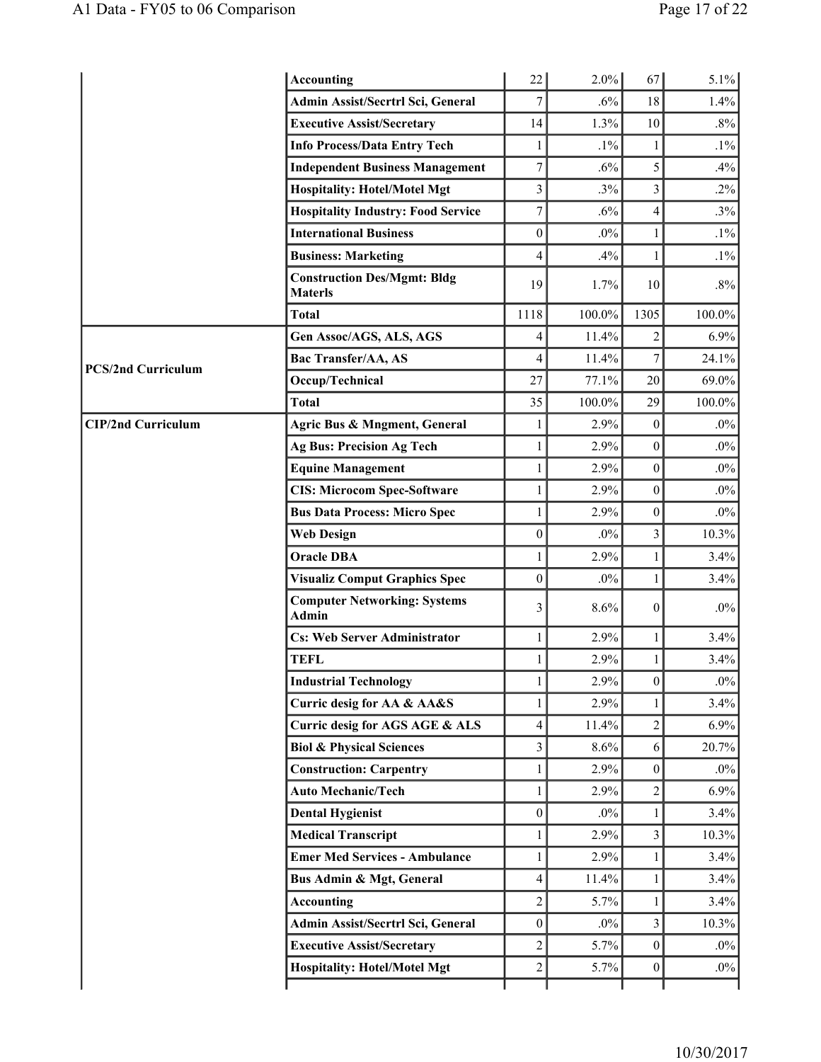| | | | | | |
|---|---|---|---|---|---|
| | Accounting | 22 | 2.0% | 67 | 5.1% |
| | Admin Assist/Secrtrl Sci, General | 7 | .6% | 18 | 1.4% |
| | Executive Assist/Secretary | 14 | 1.3% | 10 | .8% |
| | Info Process/Data Entry Tech | 1 | .1% | 1 | .1% |
| | Independent Business Management | 7 | .6% | 5 | .4% |
| | Hospitality: Hotel/Motel Mgt | 3 | .3% | 3 | .2% |
| | Hospitality Industry: Food Service | 7 | .6% | 4 | .3% |
| | International Business | 0 | .0% | 1 | .1% |
| | Business: Marketing | 4 | .4% | 1 | .1% |
| | Construction Des/Mgmt: Bldg Materls | 19 | 1.7% | 10 | .8% |
| | Total | 1118 | 100.0% | 1305 | 100.0% |
| PCS/2nd Curriculum | Gen Assoc/AGS, ALS, AGS | 4 | 11.4% | 2 | 6.9% |
| | Bac Transfer/AA, AS | 4 | 11.4% | 7 | 24.1% |
| | Occup/Technical | 27 | 77.1% | 20 | 69.0% |
| | Total | 35 | 100.0% | 29 | 100.0% |
| CIP/2nd Curriculum | Agric Bus & Mngment, General | 1 | 2.9% | 0 | .0% |
| | Ag Bus: Precision Ag Tech | 1 | 2.9% | 0 | .0% |
| | Equine Management | 1 | 2.9% | 0 | .0% |
| | CIS: Microcom Spec-Software | 1 | 2.9% | 0 | .0% |
| | Bus Data Process: Micro Spec | 1 | 2.9% | 0 | .0% |
| | Web Design | 0 | .0% | 3 | 10.3% |
| | Oracle DBA | 1 | 2.9% | 1 | 3.4% |
| | Visualiz Comput Graphics Spec | 0 | .0% | 1 | 3.4% |
| | Computer Networking: Systems Admin | 3 | 8.6% | 0 | .0% |
| | Cs: Web Server Administrator | 1 | 2.9% | 1 | 3.4% |
| | TEFL | 1 | 2.9% | 1 | 3.4% |
| | Industrial Technology | 1 | 2.9% | 0 | .0% |
| | Curric desig for AA & AA&S | 1 | 2.9% | 1 | 3.4% |
| | Curric desig for AGS AGE & ALS | 4 | 11.4% | 2 | 6.9% |
| | Biol & Physical Sciences | 3 | 8.6% | 6 | 20.7% |
| | Construction: Carpentry | 1 | 2.9% | 0 | .0% |
| | Auto Mechanic/Tech | 1 | 2.9% | 2 | 6.9% |
| | Dental Hygienist | 0 | .0% | 1 | 3.4% |
| | Medical Transcript | 1 | 2.9% | 3 | 10.3% |
| | Emer Med Services - Ambulance | 1 | 2.9% | 1 | 3.4% |
| | Bus Admin & Mgt, General | 4 | 11.4% | 1 | 3.4% |
| | Accounting | 2 | 5.7% | 1 | 3.4% |
| | Admin Assist/Secrtrl Sci, General | 0 | .0% | 3 | 10.3% |
| | Executive Assist/Secretary | 2 | 5.7% | 0 | .0% |
| | Hospitality: Hotel/Motel Mgt | 2 | 5.7% | 0 | .0% |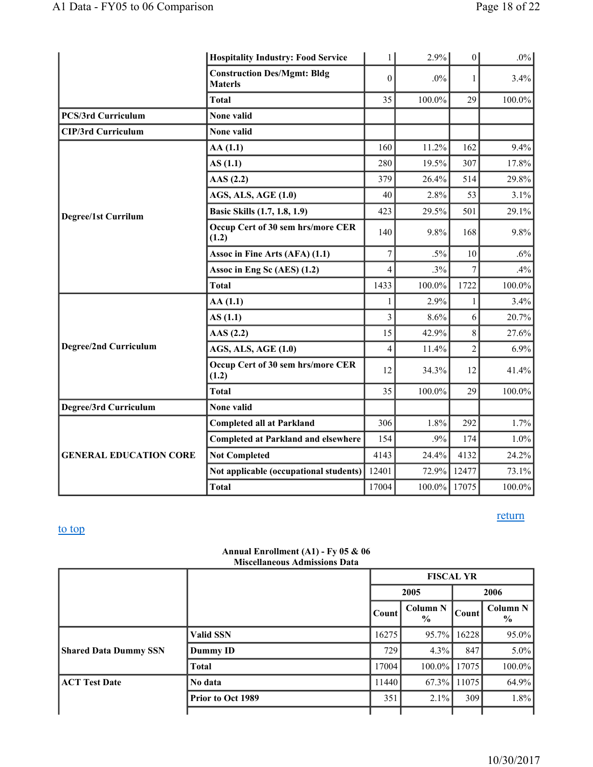| | | | | | |
|---|---|---|---|---|---|
| | Hospitality Industry: Food Service | 1 | 2.9% | 0 | .0% |
| | Construction Des/Mgmt: Bldg Materls | 0 | .0% | 1 | 3.4% |
| | Total | 35 | 100.0% | 29 | 100.0% |
| PCS/3rd Curriculum | None valid | | | | |
| CIP/3rd Curriculum | None valid | | | | |
| Degree/1st Currilum | AA (1.1) | 160 | 11.2% | 162 | 9.4% |
| | AS (1.1) | 280 | 19.5% | 307 | 17.8% |
| | AAS (2.2) | 379 | 26.4% | 514 | 29.8% |
| | AGS, ALS, AGE (1.0) | 40 | 2.8% | 53 | 3.1% |
| | Basic Skills (1.7, 1.8, 1.9) | 423 | 29.5% | 501 | 29.1% |
| | Occup Cert of 30 sem hrs/more CER (1.2) | 140 | 9.8% | 168 | 9.8% |
| | Assoc in Fine Arts (AFA) (1.1) | 7 | .5% | 10 | .6% |
| | Assoc in Eng Sc (AES) (1.2) | 4 | .3% | 7 | .4% |
| | Total | 1433 | 100.0% | 1722 | 100.0% |
| Degree/2nd Curriculum | AA (1.1) | 1 | 2.9% | 1 | 3.4% |
| | AS (1.1) | 3 | 8.6% | 6 | 20.7% |
| | AAS (2.2) | 15 | 42.9% | 8 | 27.6% |
| | AGS, ALS, AGE (1.0) | 4 | 11.4% | 2 | 6.9% |
| | Occup Cert of 30 sem hrs/more CER (1.2) | 12 | 34.3% | 12 | 41.4% |
| | Total | 35 | 100.0% | 29 | 100.0% |
| Degree/3rd Curriculum | None valid | | | | |
| GENERAL EDUCATION CORE | Completed all at Parkland | 306 | 1.8% | 292 | 1.7% |
| | Completed at Parkland and elsewhere | 154 | .9% | 174 | 1.0% |
| | Not Completed | 4143 | 24.4% | 4132 | 24.2% |
| | Not applicable (occupational students) | 12401 | 72.9% | 12477 | 73.1% |
| | Total | 17004 | 100.0% | 17075 | 100.0% |

return

to top

**Annual Enrollment (A1) - Fy 05 & 06**
**Miscellaneous Admissions Data**

| | | FISCAL YR | | | |
|---|---|---|---|---|---|
| | | 2005 | | 2006 | |
| | | Count | Column N % | Count | Column N % |
| Shared Data Dummy SSN | Valid SSN | 16275 | 95.7% | 16228 | 95.0% |
| | Dummy ID | 729 | 4.3% | 847 | 5.0% |
| | Total | 17004 | 100.0% | 17075 | 100.0% |
| ACT Test Date | No data | 11440 | 67.3% | 11075 | 64.9% |
| | Prior to Oct 1989 | 351 | 2.1% | 309 | 1.8% |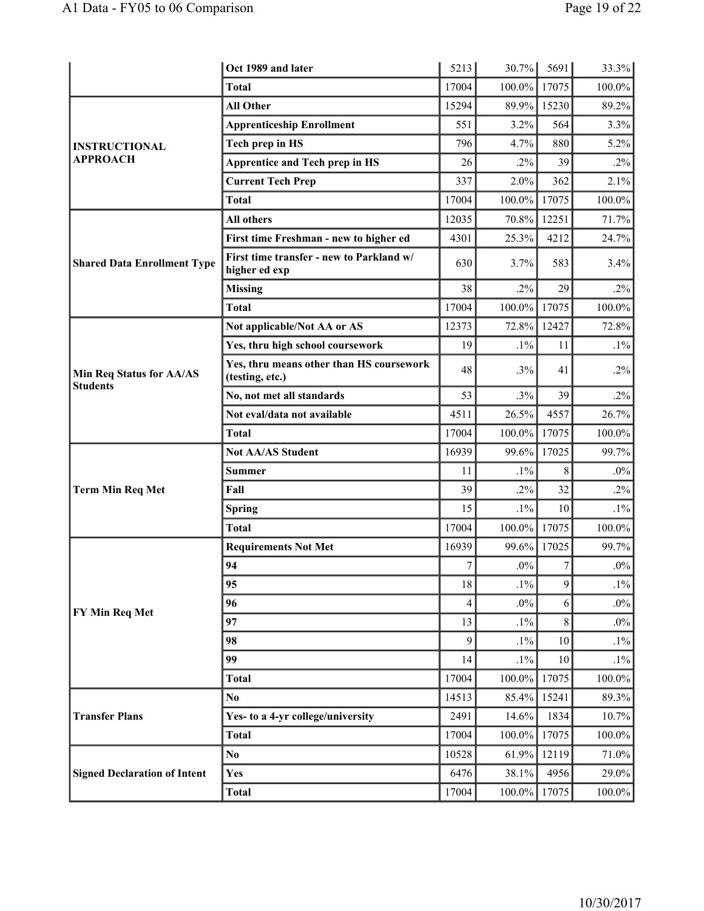| | | | | | |
|---|---|---|---|---|---|
| | Oct 1989 and later | 5213 | 30.7% | 5691 | 33.3% |
| | Total | 17004 | 100.0% | 17075 | 100.0% |
| INSTRUCTIONAL APPROACH | All Other | 15294 | 89.9% | 15230 | 89.2% |
| | Apprenticeship Enrollment | 551 | 3.2% | 564 | 3.3% |
| | Tech prep in HS | 796 | 4.7% | 880 | 5.2% |
| | Apprentice and Tech prep in HS | 26 | .2% | 39 | .2% |
| | Current Tech Prep | 337 | 2.0% | 362 | 2.1% |
| | Total | 17004 | 100.0% | 17075 | 100.0% |
| Shared Data Enrollment Type | All others | 12035 | 70.8% | 12251 | 71.7% |
| | First time Freshman - new to higher ed | 4301 | 25.3% | 4212 | 24.7% |
| | First time transfer - new to Parkland w/ higher ed exp | 630 | 3.7% | 583 | 3.4% |
| | Missing | 38 | .2% | 29 | .2% |
| | Total | 17004 | 100.0% | 17075 | 100.0% |
| Min Req Status for AA/AS Students | Not applicable/Not AA or AS | 12373 | 72.8% | 12427 | 72.8% |
| | Yes, thru high school coursework | 19 | .1% | 11 | .1% |
| | Yes, thru means other than HS coursework (testing, etc.) | 48 | .3% | 41 | .2% |
| | No, not met all standards | 53 | .3% | 39 | .2% |
| | Not eval/data not available | 4511 | 26.5% | 4557 | 26.7% |
| | Total | 17004 | 100.0% | 17075 | 100.0% |
| Term Min Req Met | Not AA/AS Student | 16939 | 99.6% | 17025 | 99.7% |
| | Summer | 11 | .1% | 8 | .0% |
| | Fall | 39 | .2% | 32 | .2% |
| | Spring | 15 | .1% | 10 | .1% |
| | Total | 17004 | 100.0% | 17075 | 100.0% |
| FY Min Req Met | Requirements Not Met | 16939 | 99.6% | 17025 | 99.7% |
| | 94 | 7 | .0% | 7 | .0% |
| | 95 | 18 | .1% | 9 | .1% |
| | 96 | 4 | .0% | 6 | .0% |
| | 97 | 13 | .1% | 8 | .0% |
| | 98 | 9 | .1% | 10 | .1% |
| | 99 | 14 | .1% | 10 | .1% |
| | Total | 17004 | 100.0% | 17075 | 100.0% |
| Transfer Plans | No | 14513 | 85.4% | 15241 | 89.3% |
| | Yes- to a 4-yr college/university | 2491 | 14.6% | 1834 | 10.7% |
| | Total | 17004 | 100.0% | 17075 | 100.0% |
| Signed Declaration of Intent | No | 10528 | 61.9% | 12119 | 71.0% |
| | Yes | 6476 | 38.1% | 4956 | 29.0% |
| | Total | 17004 | 100.0% | 17075 | 100.0% |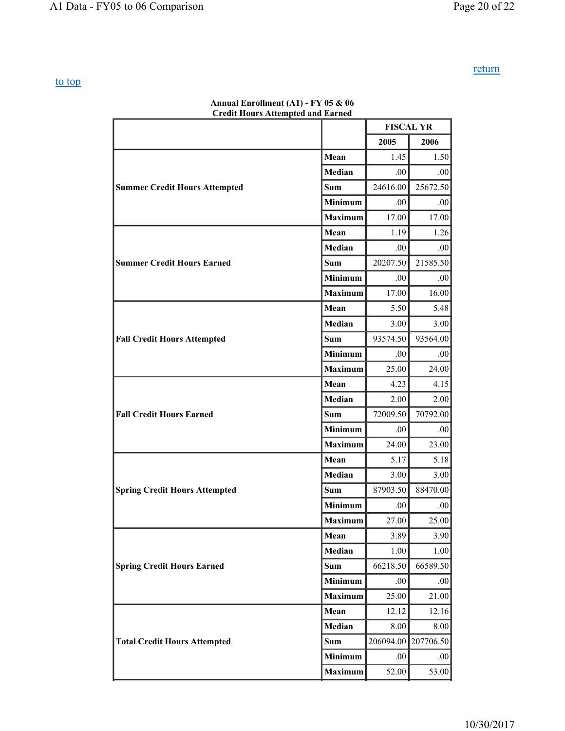return

to top

**Annual Enrollment (A1) - FY 05 & 06**
**Credit Hours Attempted and Earned**

| | | FISCAL YR | |
|---|---|---|---|
| | | 2005 | 2006 |
| **Summer Credit Hours Attempted** | **Mean** | 1.45 | 1.50 |
| | **Median** | .00 | .00 |
| | **Sum** | 24616.00 | 25672.50 |
| | **Minimum** | .00 | .00 |
| | **Maximum** | 17.00 | 17.00 |
| **Summer Credit Hours Earned** | **Mean** | 1.19 | 1.26 |
| | **Median** | .00 | .00 |
| | **Sum** | 20207.50 | 21585.50 |
| | **Minimum** | .00 | .00 |
| | **Maximum** | 17.00 | 16.00 |
| **Fall Credit Hours Attempted** | **Mean** | 5.50 | 5.48 |
| | **Median** | 3.00 | 3.00 |
| | **Sum** | 93574.50 | 93564.00 |
| | **Minimum** | .00 | .00 |
| | **Maximum** | 25.00 | 24.00 |
| **Fall Credit Hours Earned** | **Mean** | 4.23 | 4.15 |
| | **Median** | 2.00 | 2.00 |
| | **Sum** | 72009.50 | 70792.00 |
| | **Minimum** | .00 | .00 |
| | **Maximum** | 24.00 | 23.00 |
| **Spring Credit Hours Attempted** | **Mean** | 5.17 | 5.18 |
| | **Median** | 3.00 | 3.00 |
| | **Sum** | 87903.50 | 88470.00 |
| | **Minimum** | .00 | .00 |
| | **Maximum** | 27.00 | 25.00 |
| **Spring Credit Hours Earned** | **Mean** | 3.89 | 3.90 |
| | **Median** | 1.00 | 1.00 |
| | **Sum** | 66218.50 | 66589.50 |
| | **Minimum** | .00 | .00 |
| | **Maximum** | 25.00 | 21.00 |
| **Total Credit Hours Attempted** | **Mean** | 12.12 | 12.16 |
| | **Median** | 8.00 | 8.00 |
| | **Sum** | 206094.00 | 207706.50 |
| | **Minimum** | .00 | .00 |
| | **Maximum** | 52.00 | 53.00 |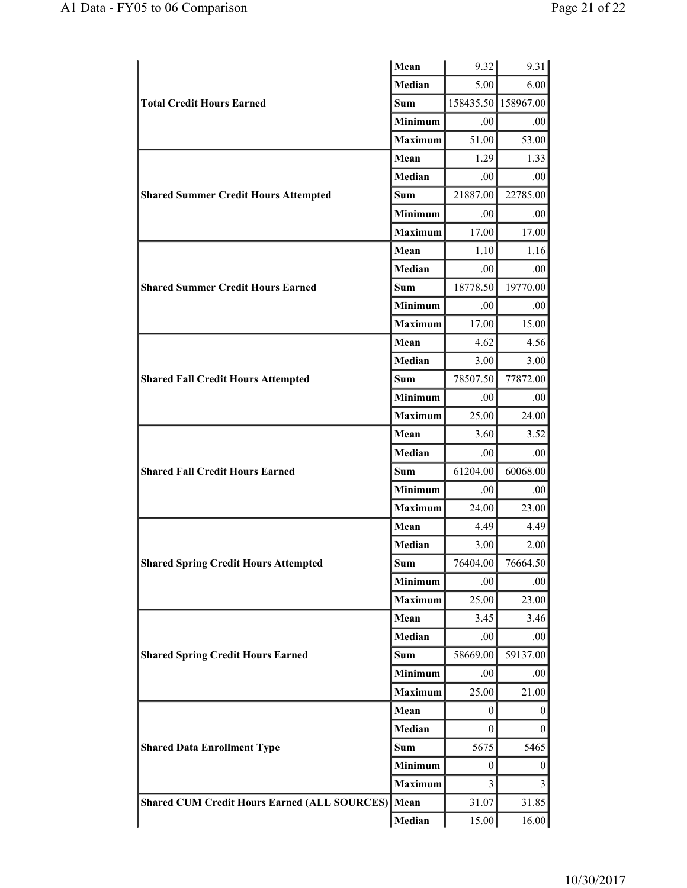| | | | |
|---|---|---|---|
| | Mean | 9.32 | 9.31 |
| | Median | 5.00 | 6.00 |
| **Total Credit Hours Earned** | Sum | 158435.50 | 158967.00 |
| | Minimum | .00 | .00 |
| | Maximum | 51.00 | 53.00 |
| **Shared Summer Credit Hours Attempted** | Mean | 1.29 | 1.33 |
| | Median | .00 | .00 |
| | Sum | 21887.00 | 22785.00 |
| | Minimum | .00 | .00 |
| | Maximum | 17.00 | 17.00 |
| **Shared Summer Credit Hours Earned** | Mean | 1.10 | 1.16 |
| | Median | .00 | .00 |
| | Sum | 18778.50 | 19770.00 |
| | Minimum | .00 | .00 |
| | Maximum | 17.00 | 15.00 |
| **Shared Fall Credit Hours Attempted** | Mean | 4.62 | 4.56 |
| | Median | 3.00 | 3.00 |
| | Sum | 78507.50 | 77872.00 |
| | Minimum | .00 | .00 |
| | Maximum | 25.00 | 24.00 |
| **Shared Fall Credit Hours Earned** | Mean | 3.60 | 3.52 |
| | Median | .00 | .00 |
| | Sum | 61204.00 | 60068.00 |
| | Minimum | .00 | .00 |
| | Maximum | 24.00 | 23.00 |
| **Shared Spring Credit Hours Attempted** | Mean | 4.49 | 4.49 |
| | Median | 3.00 | 2.00 |
| | Sum | 76404.00 | 76664.50 |
| | Minimum | .00 | .00 |
| | Maximum | 25.00 | 23.00 |
| **Shared Spring Credit Hours Earned** | Mean | 3.45 | 3.46 |
| | Median | .00 | .00 |
| | Sum | 58669.00 | 59137.00 |
| | Minimum | .00 | .00 |
| | Maximum | 25.00 | 21.00 |
| **Shared Data Enrollment Type** | Mean | 0 | 0 |
| | Median | 0 | 0 |
| | Sum | 5675 | 5465 |
| | Minimum | 0 | 0 |
| | Maximum | 3 | 3 |
| **Shared CUM Credit Hours Earned (ALL SOURCES)** | Mean | 31.07 | 31.85 |
| | Median | 15.00 | 16.00 |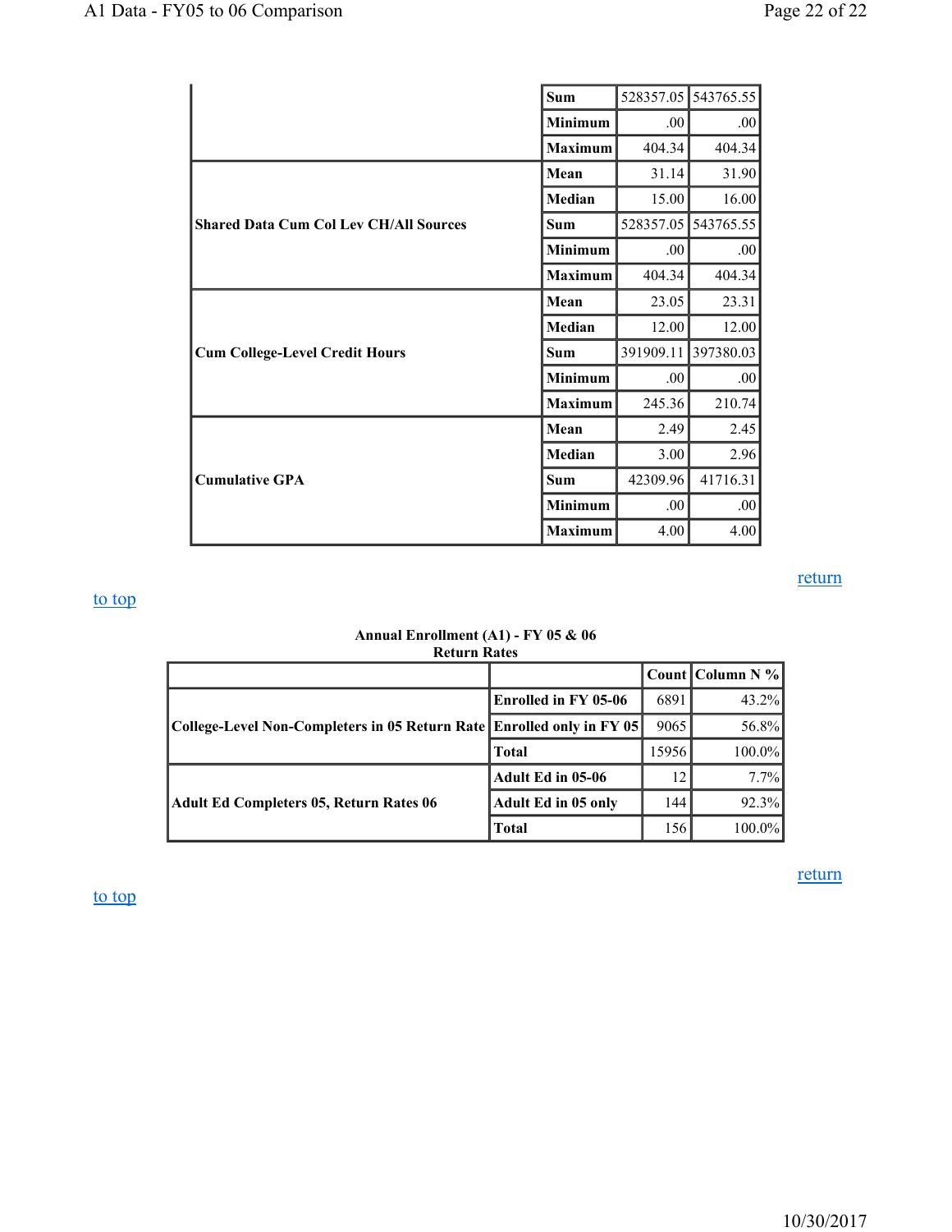| | | | |
|---|---|---|---|
| | **Sum** | 528357.05 | 543765.55 |
| | **Minimum** | .00 | .00 |
| | **Maximum** | 404.34 | 404.34 |
| **Shared Data Cum Col Lev CH/All Sources** | **Mean** | 31.14 | 31.90 |
| | **Median** | 15.00 | 16.00 |
| | **Sum** | 528357.05 | 543765.55 |
| | **Minimum** | .00 | .00 |
| | **Maximum** | 404.34 | 404.34 |
| **Cum College-Level Credit Hours** | **Mean** | 23.05 | 23.31 |
| | **Median** | 12.00 | 12.00 |
| | **Sum** | 391909.11 | 397380.03 |
| | **Minimum** | .00 | .00 |
| | **Maximum** | 245.36 | 210.74 |
| **Cumulative GPA** | **Mean** | 2.49 | 2.45 |
| | **Median** | 3.00 | 2.96 |
| | **Sum** | 42309.96 | 41716.31 |
| | **Minimum** | .00 | .00 |
| | **Maximum** | 4.00 | 4.00 |

return

to top

**Annual Enrollment (A1) - FY 05 & 06**
**Return Rates**

| | | Count | Column N % |
|---|---|---|---|
| **College-Level Non-Completers in 05 Return Rate** | **Enrolled in FY 05-06** | 6891 | 43.2% |
| | **Enrolled only in FY 05** | 9065 | 56.8% |
| | **Total** | 15956 | 100.0% |
| **Adult Ed Completers 05, Return Rates 06** | **Adult Ed in 05-06** | 12 | 7.7% |
| | **Adult Ed in 05 only** | 144 | 92.3% |
| | **Total** | 156 | 100.0% |

return

to top